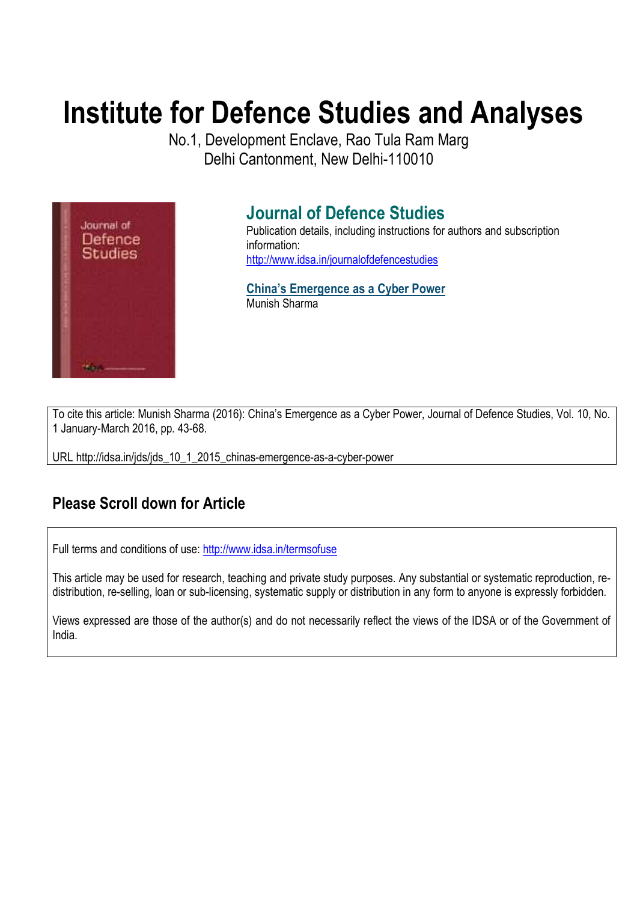# Institute for Defence Studies and Analyses

No.1, Development Enclave, Rao Tula Ram Marg
Delhi Cantonment, New Delhi-110010

## Journal of Defence Studies

Publication details, including instructions for authors and subscription information:
http://www.idsa.in/journalofdefencestudies

### China's Emergence as a Cyber Power

Munish Sharma

To cite this article: Munish Sharma (2016): China's Emergence as a Cyber Power, Journal of Defence Studies, Vol. 10, No. 1 January-March 2016, pp. 43-68.

URL http://idsa.in/jds/jds_10_1_2015_chinas-emergence-as-a-cyber-power

## Please Scroll down for Article

Full terms and conditions of use: http://www.idsa.in/termsofuse

This article may be used for research, teaching and private study purposes. Any substantial or systematic reproduction, re-distribution, re-selling, loan or sub-licensing, systematic supply or distribution in any form to anyone is expressly forbidden.

Views expressed are those of the author(s) and do not necessarily reflect the views of the IDSA or of the Government of India.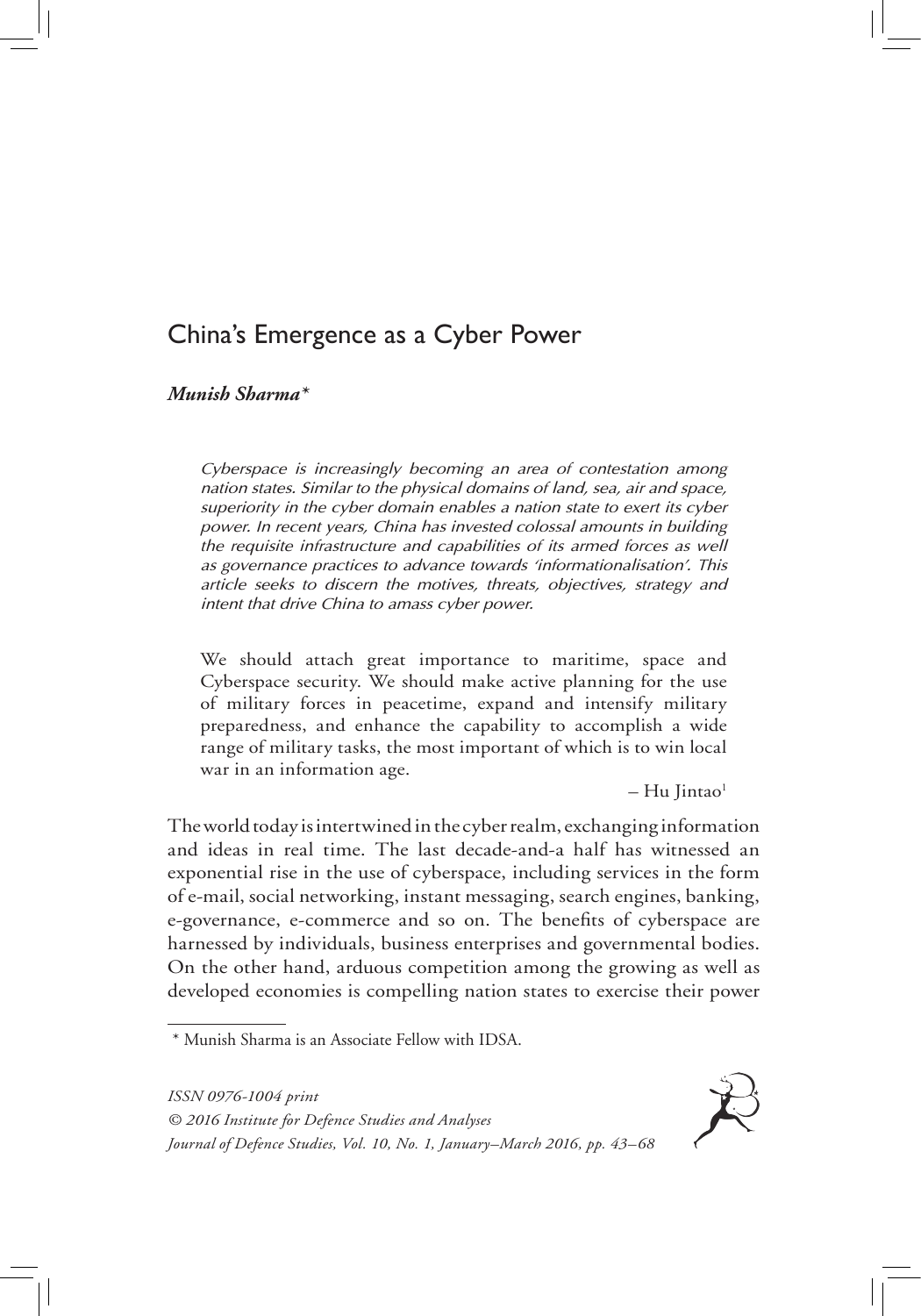# China's Emergence as a Cyber Power

***Munish Sharma****

*Cyberspace is increasingly becoming an area of contestation among nation states. Similar to the physical domains of land, sea, air and space, superiority in the cyber domain enables a nation state to exert its cyber power. In recent years, China has invested colossal amounts in building the requisite infrastructure and capabilities of its armed forces as well as governance practices to advance towards 'informationalisation'. This article seeks to discern the motives, threats, objectives, strategy and intent that drive China to amass cyber power.*

> We should attach great importance to maritime, space and Cyberspace security. We should make active planning for the use of military forces in peacetime, expand and intensify military preparedness, and enhance the capability to accomplish a wide range of military tasks, the most important of which is to win local war in an information age.
>
> – Hu Jintao[1]

The world today is intertwined in the cyber realm, exchanging information and ideas in real time. The last decade-and-a half has witnessed an exponential rise in the use of cyberspace, including services in the form of e-mail, social networking, instant messaging, search engines, banking, e-governance, e-commerce and so on. The benefits of cyberspace are harnessed by individuals, business enterprises and governmental bodies. On the other hand, arduous competition among the growing as well as developed economies is compelling nation states to exercise their power

\* Munish Sharma is an Associate Fellow with IDSA.

*ISSN 0976-1004 print*
*© 2016 Institute for Defence Studies and Analyses*
*Journal of Defence Studies, Vol. 10, No. 1, January–March 2016, pp. 43–68*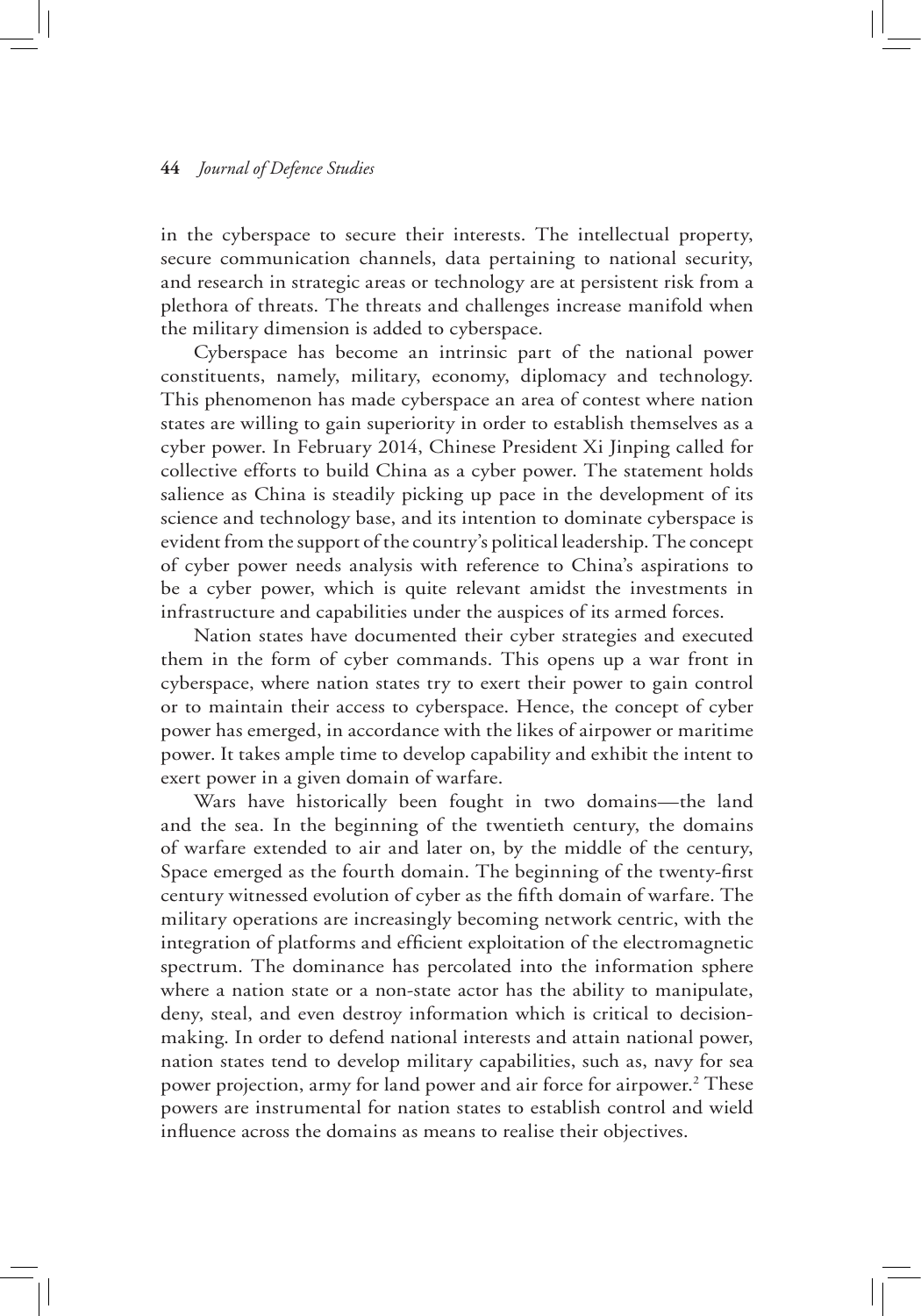in the cyberspace to secure their interests. The intellectual property, secure communication channels, data pertaining to national security, and research in strategic areas or technology are at persistent risk from a plethora of threats. The threats and challenges increase manifold when the military dimension is added to cyberspace.

Cyberspace has become an intrinsic part of the national power constituents, namely, military, economy, diplomacy and technology. This phenomenon has made cyberspace an area of contest where nation states are willing to gain superiority in order to establish themselves as a cyber power. In February 2014, Chinese President Xi Jinping called for collective efforts to build China as a cyber power. The statement holds salience as China is steadily picking up pace in the development of its science and technology base, and its intention to dominate cyberspace is evident from the support of the country's political leadership. The concept of cyber power needs analysis with reference to China's aspirations to be a cyber power, which is quite relevant amidst the investments in infrastructure and capabilities under the auspices of its armed forces.

Nation states have documented their cyber strategies and executed them in the form of cyber commands. This opens up a war front in cyberspace, where nation states try to exert their power to gain control or to maintain their access to cyberspace. Hence, the concept of cyber power has emerged, in accordance with the likes of airpower or maritime power. It takes ample time to develop capability and exhibit the intent to exert power in a given domain of warfare.

Wars have historically been fought in two domains—the land and the sea. In the beginning of the twentieth century, the domains of warfare extended to air and later on, by the middle of the century, Space emerged as the fourth domain. The beginning of the twenty-first century witnessed evolution of cyber as the fifth domain of warfare. The military operations are increasingly becoming network centric, with the integration of platforms and efficient exploitation of the electromagnetic spectrum. The dominance has percolated into the information sphere where a nation state or a non-state actor has the ability to manipulate, deny, steal, and even destroy information which is critical to decision-making. In order to defend national interests and attain national power, nation states tend to develop military capabilities, such as, navy for sea power projection, army for land power and air force for airpower.[2] These powers are instrumental for nation states to establish control and wield influence across the domains as means to realise their objectives.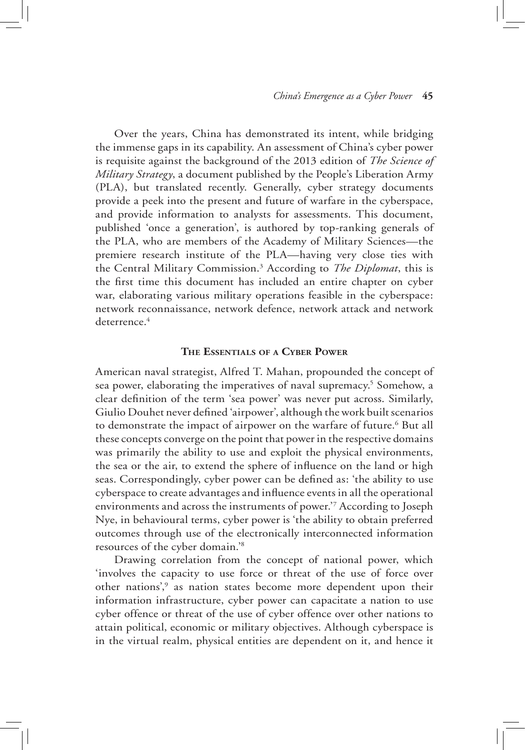Over the years, China has demonstrated its intent, while bridging the immense gaps in its capability. An assessment of China's cyber power is requisite against the background of the 2013 edition of *The Science of Military Strategy*, a document published by the People's Liberation Army (PLA), but translated recently. Generally, cyber strategy documents provide a peek into the present and future of warfare in the cyberspace, and provide information to analysts for assessments. This document, published 'once a generation', is authored by top-ranking generals of the PLA, who are members of the Academy of Military Sciences—the premiere research institute of the PLA—having very close ties with the Central Military Commission.[3] According to *The Diplomat*, this is the first time this document has included an entire chapter on cyber war, elaborating various military operations feasible in the cyberspace: network reconnaissance, network defence, network attack and network deterrence.[4]

## The Essentials of a Cyber Power

American naval strategist, Alfred T. Mahan, propounded the concept of sea power, elaborating the imperatives of naval supremacy.[5] Somehow, a clear definition of the term 'sea power' was never put across. Similarly, Giulio Douhet never defined 'airpower', although the work built scenarios to demonstrate the impact of airpower on the warfare of future.[6] But all these concepts converge on the point that power in the respective domains was primarily the ability to use and exploit the physical environments, the sea or the air, to extend the sphere of influence on the land or high seas. Correspondingly, cyber power can be defined as: 'the ability to use cyberspace to create advantages and influence events in all the operational environments and across the instruments of power.'[7] According to Joseph Nye, in behavioural terms, cyber power is 'the ability to obtain preferred outcomes through use of the electronically interconnected information resources of the cyber domain.'[8]

Drawing correlation from the concept of national power, which 'involves the capacity to use force or threat of the use of force over other nations',[9] as nation states become more dependent upon their information infrastructure, cyber power can capacitate a nation to use cyber offence or threat of the use of cyber offence over other nations to attain political, economic or military objectives. Although cyberspace is in the virtual realm, physical entities are dependent on it, and hence it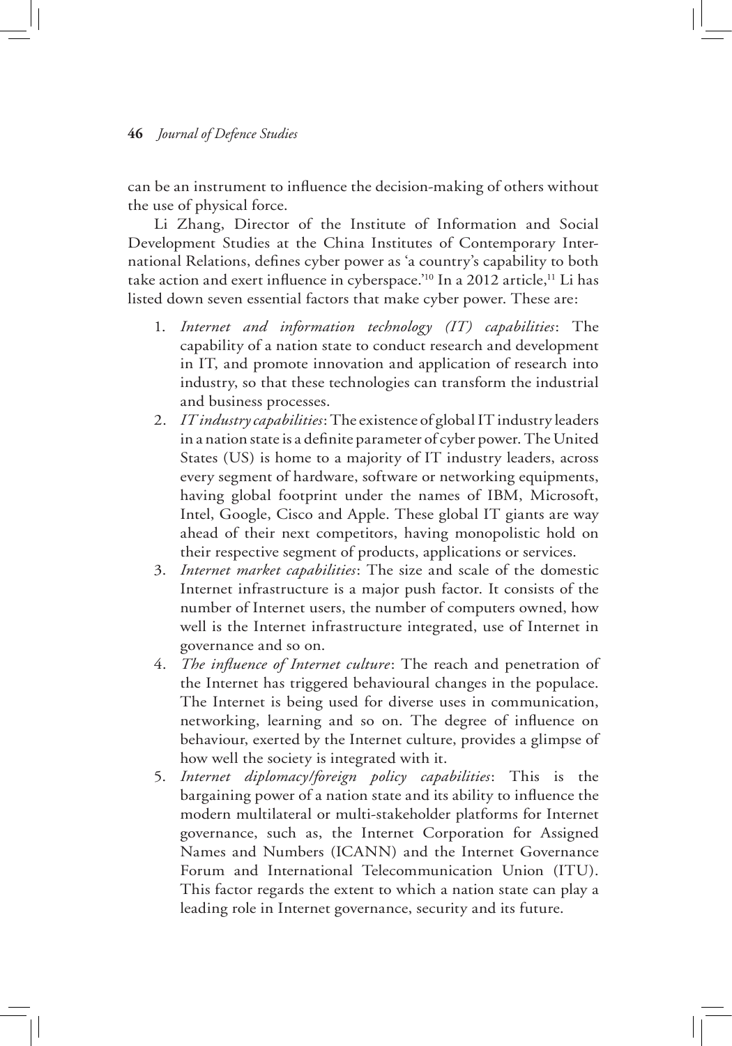can be an instrument to influence the decision-making of others without the use of physical force.

Li Zhang, Director of the Institute of Information and Social Development Studies at the China Institutes of Contemporary International Relations, defines cyber power as 'a country's capability to both take action and exert influence in cyberspace.'[10] In a 2012 article,[11] Li has listed down seven essential factors that make cyber power. These are:

1. *Internet and information technology (IT) capabilities*: The capability of a nation state to conduct research and development in IT, and promote innovation and application of research into industry, so that these technologies can transform the industrial and business processes.
2. *IT industry capabilities*: The existence of global IT industry leaders in a nation state is a definite parameter of cyber power. The United States (US) is home to a majority of IT industry leaders, across every segment of hardware, software or networking equipments, having global footprint under the names of IBM, Microsoft, Intel, Google, Cisco and Apple. These global IT giants are way ahead of their next competitors, having monopolistic hold on their respective segment of products, applications or services.
3. *Internet market capabilities*: The size and scale of the domestic Internet infrastructure is a major push factor. It consists of the number of Internet users, the number of computers owned, how well is the Internet infrastructure integrated, use of Internet in governance and so on.
4. *The influence of Internet culture*: The reach and penetration of the Internet has triggered behavioural changes in the populace. The Internet is being used for diverse uses in communication, networking, learning and so on. The degree of influence on behaviour, exerted by the Internet culture, provides a glimpse of how well the society is integrated with it.
5. *Internet diplomacy/foreign policy capabilities*: This is the bargaining power of a nation state and its ability to influence the modern multilateral or multi-stakeholder platforms for Internet governance, such as, the Internet Corporation for Assigned Names and Numbers (ICANN) and the Internet Governance Forum and International Telecommunication Union (ITU). This factor regards the extent to which a nation state can play a leading role in Internet governance, security and its future.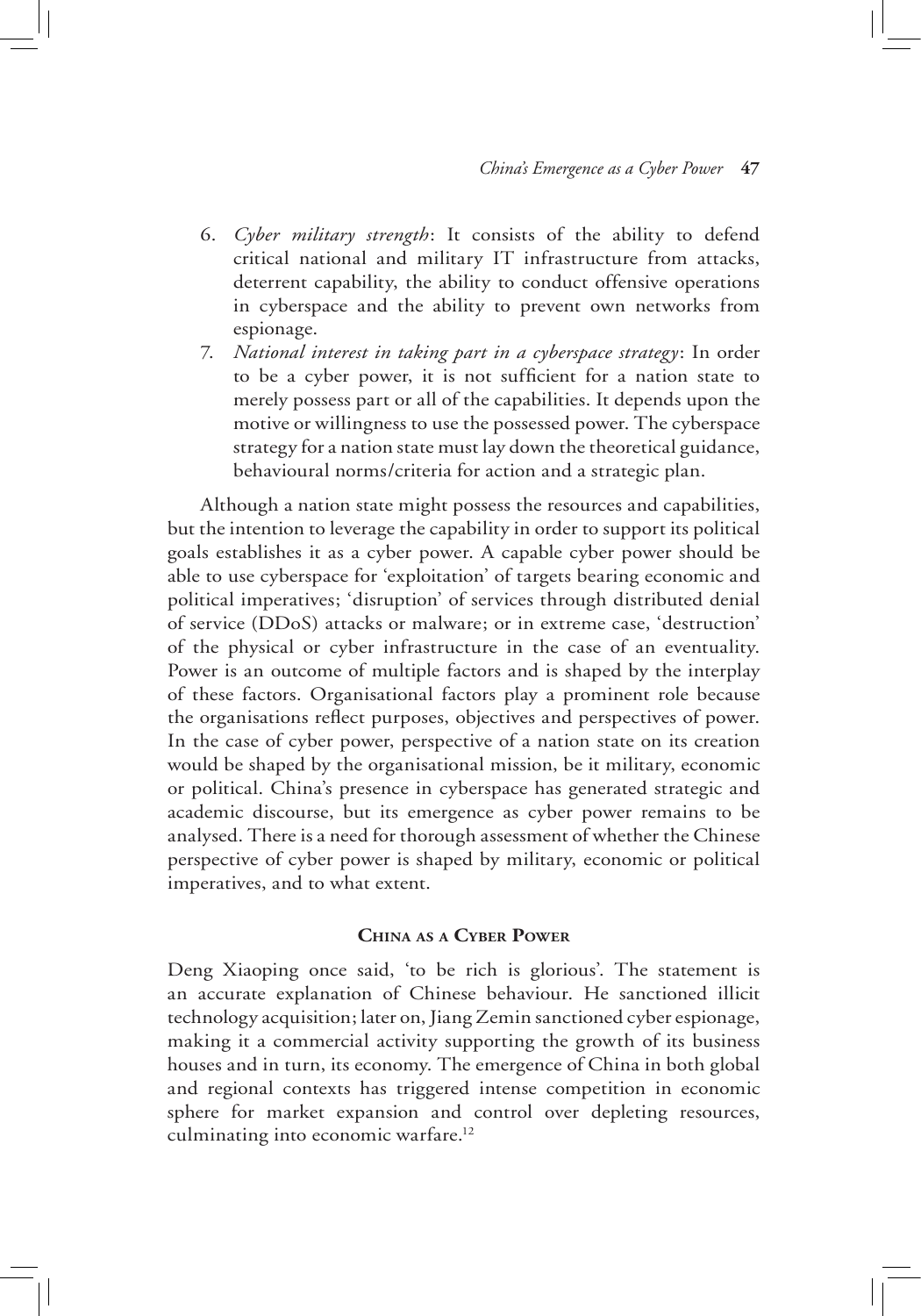6. *Cyber military strength*: It consists of the ability to defend critical national and military IT infrastructure from attacks, deterrent capability, the ability to conduct offensive operations in cyberspace and the ability to prevent own networks from espionage.
7. *National interest in taking part in a cyberspace strategy*: In order to be a cyber power, it is not sufficient for a nation state to merely possess part or all of the capabilities. It depends upon the motive or willingness to use the possessed power. The cyberspace strategy for a nation state must lay down the theoretical guidance, behavioural norms/criteria for action and a strategic plan.

Although a nation state might possess the resources and capabilities, but the intention to leverage the capability in order to support its political goals establishes it as a cyber power. A capable cyber power should be able to use cyberspace for 'exploitation' of targets bearing economic and political imperatives; 'disruption' of services through distributed denial of service (DDoS) attacks or malware; or in extreme case, 'destruction' of the physical or cyber infrastructure in the case of an eventuality. Power is an outcome of multiple factors and is shaped by the interplay of these factors. Organisational factors play a prominent role because the organisations reflect purposes, objectives and perspectives of power. In the case of cyber power, perspective of a nation state on its creation would be shaped by the organisational mission, be it military, economic or political. China's presence in cyberspace has generated strategic and academic discourse, but its emergence as cyber power remains to be analysed. There is a need for thorough assessment of whether the Chinese perspective of cyber power is shaped by military, economic or political imperatives, and to what extent.

## China as a Cyber Power

Deng Xiaoping once said, 'to be rich is glorious'. The statement is an accurate explanation of Chinese behaviour. He sanctioned illicit technology acquisition; later on, Jiang Zemin sanctioned cyber espionage, making it a commercial activity supporting the growth of its business houses and in turn, its economy. The emergence of China in both global and regional contexts has triggered intense competition in economic sphere for market expansion and control over depleting resources, culminating into economic warfare.[12]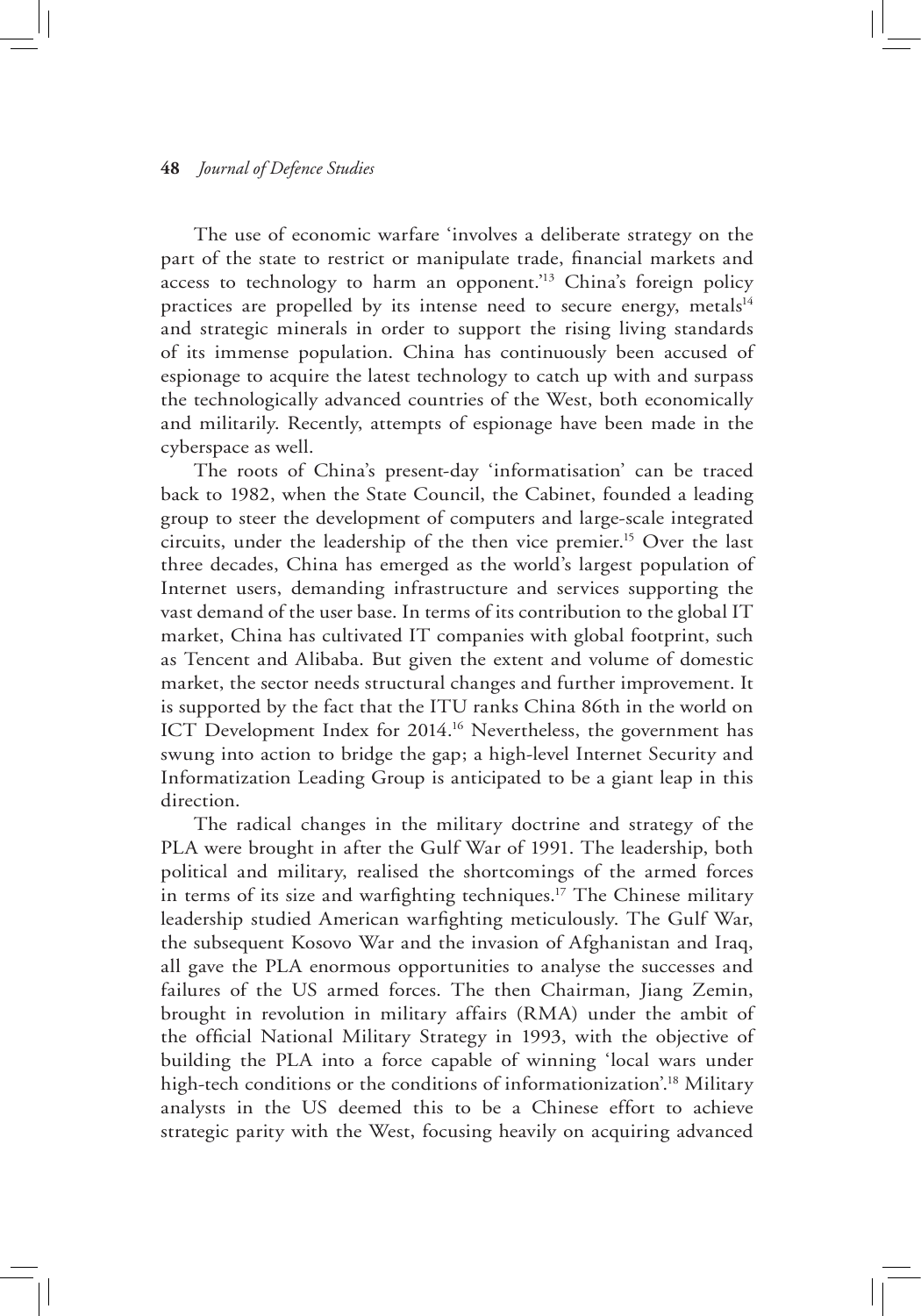The use of economic warfare 'involves a deliberate strategy on the part of the state to restrict or manipulate trade, financial markets and access to technology to harm an opponent.'[13] China's foreign policy practices are propelled by its intense need to secure energy, metals[14] and strategic minerals in order to support the rising living standards of its immense population. China has continuously been accused of espionage to acquire the latest technology to catch up with and surpass the technologically advanced countries of the West, both economically and militarily. Recently, attempts of espionage have been made in the cyberspace as well.

The roots of China's present-day 'informatisation' can be traced back to 1982, when the State Council, the Cabinet, founded a leading group to steer the development of computers and large-scale integrated circuits, under the leadership of the then vice premier.[15] Over the last three decades, China has emerged as the world's largest population of Internet users, demanding infrastructure and services supporting the vast demand of the user base. In terms of its contribution to the global IT market, China has cultivated IT companies with global footprint, such as Tencent and Alibaba. But given the extent and volume of domestic market, the sector needs structural changes and further improvement. It is supported by the fact that the ITU ranks China 86th in the world on ICT Development Index for 2014.[16] Nevertheless, the government has swung into action to bridge the gap; a high-level Internet Security and Informatization Leading Group is anticipated to be a giant leap in this direction.

The radical changes in the military doctrine and strategy of the PLA were brought in after the Gulf War of 1991. The leadership, both political and military, realised the shortcomings of the armed forces in terms of its size and warfighting techniques.[17] The Chinese military leadership studied American warfighting meticulously. The Gulf War, the subsequent Kosovo War and the invasion of Afghanistan and Iraq, all gave the PLA enormous opportunities to analyse the successes and failures of the US armed forces. The then Chairman, Jiang Zemin, brought in revolution in military affairs (RMA) under the ambit of the official National Military Strategy in 1993, with the objective of building the PLA into a force capable of winning 'local wars under high-tech conditions or the conditions of informationization'.[18] Military analysts in the US deemed this to be a Chinese effort to achieve strategic parity with the West, focusing heavily on acquiring advanced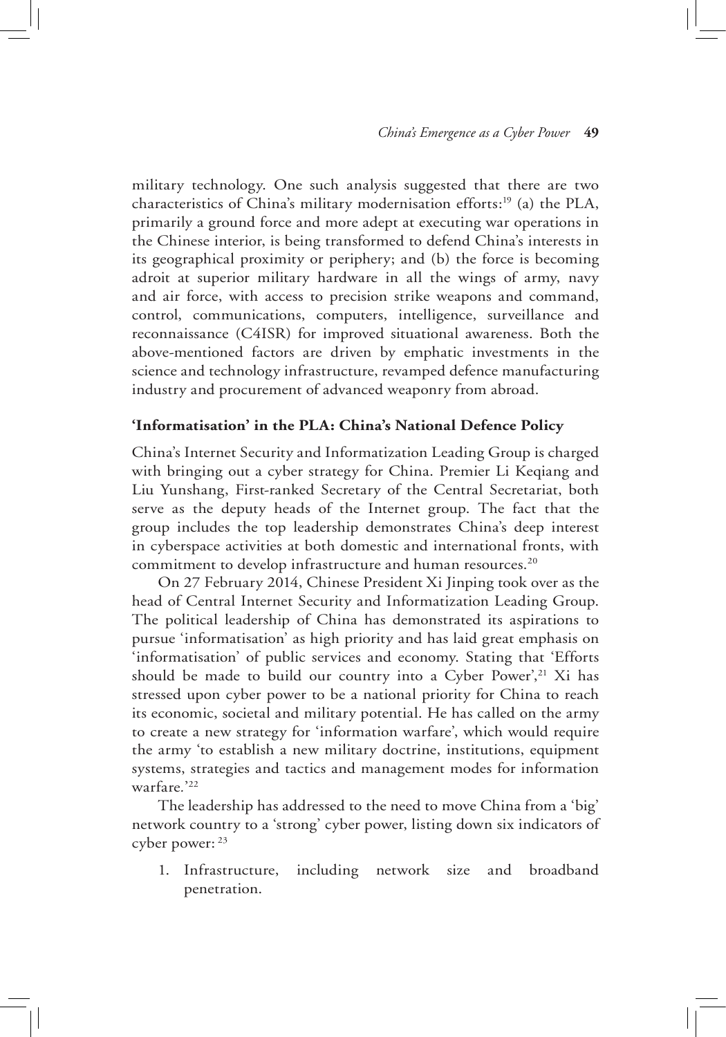military technology. One such analysis suggested that there are two characteristics of China's military modernisation efforts:[19] (a) the PLA, primarily a ground force and more adept at executing war operations in the Chinese interior, is being transformed to defend China's interests in its geographical proximity or periphery; and (b) the force is becoming adroit at superior military hardware in all the wings of army, navy and air force, with access to precision strike weapons and command, control, communications, computers, intelligence, surveillance and reconnaissance (C4ISR) for improved situational awareness. Both the above-mentioned factors are driven by emphatic investments in the science and technology infrastructure, revamped defence manufacturing industry and procurement of advanced weaponry from abroad.

## 'Informatisation' in the PLA: China's National Defence Policy

China's Internet Security and Informatization Leading Group is charged with bringing out a cyber strategy for China. Premier Li Keqiang and Liu Yunshang, First-ranked Secretary of the Central Secretariat, both serve as the deputy heads of the Internet group. The fact that the group includes the top leadership demonstrates China's deep interest in cyberspace activities at both domestic and international fronts, with commitment to develop infrastructure and human resources.[20]

On 27 February 2014, Chinese President Xi Jinping took over as the head of Central Internet Security and Informatization Leading Group. The political leadership of China has demonstrated its aspirations to pursue 'informatisation' as high priority and has laid great emphasis on 'informatisation' of public services and economy. Stating that 'Efforts should be made to build our country into a Cyber Power',[21] Xi has stressed upon cyber power to be a national priority for China to reach its economic, societal and military potential. He has called on the army to create a new strategy for 'information warfare', which would require the army 'to establish a new military doctrine, institutions, equipment systems, strategies and tactics and management modes for information warfare.'[22]

The leadership has addressed to the need to move China from a 'big' network country to a 'strong' cyber power, listing down six indicators of cyber power: [23]

1. Infrastructure, including network size and broadband penetration.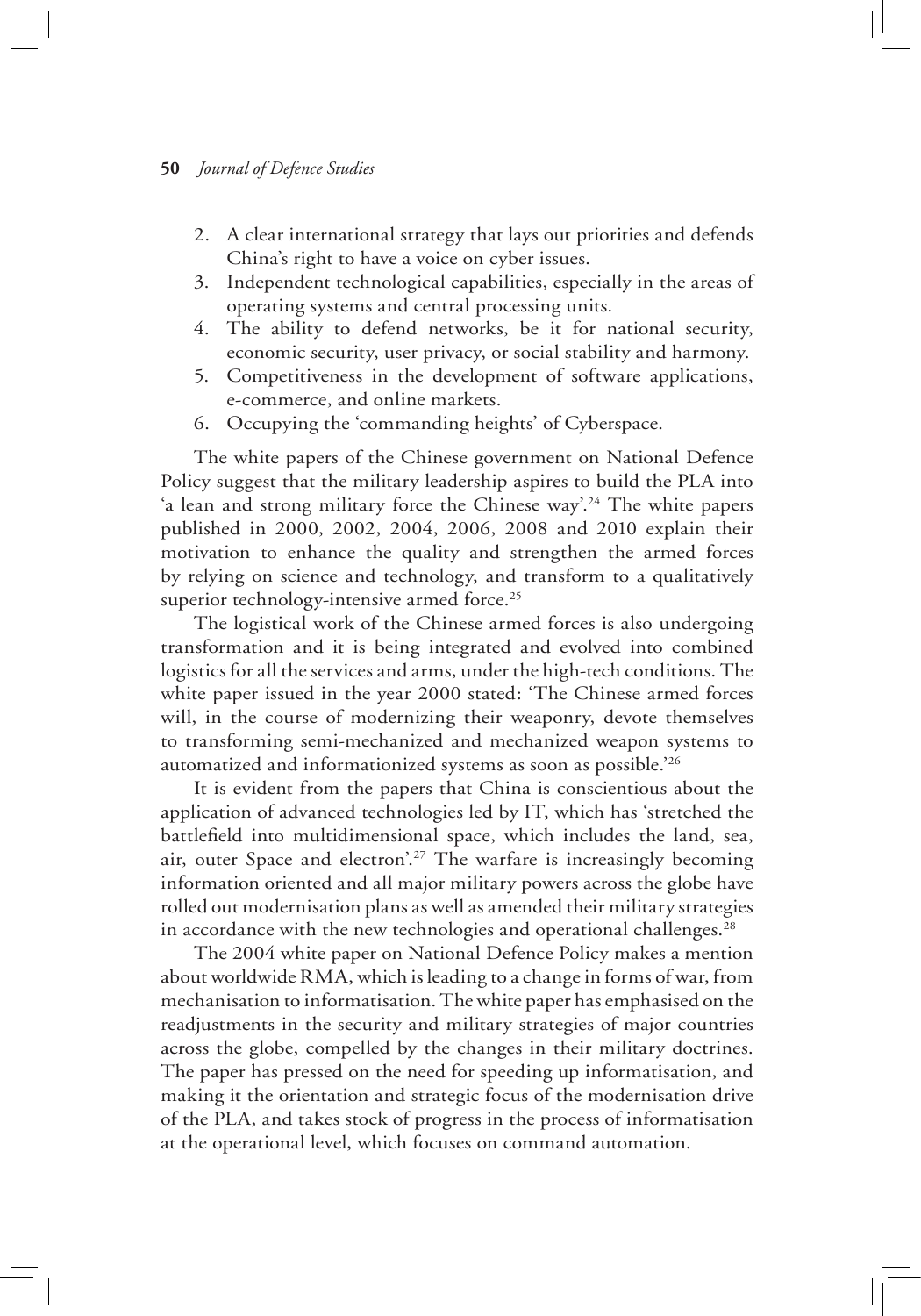2. A clear international strategy that lays out priorities and defends China's right to have a voice on cyber issues.
3. Independent technological capabilities, especially in the areas of operating systems and central processing units.
4. The ability to defend networks, be it for national security, economic security, user privacy, or social stability and harmony.
5. Competitiveness in the development of software applications, e-commerce, and online markets.
6. Occupying the 'commanding heights' of Cyberspace.

The white papers of the Chinese government on National Defence Policy suggest that the military leadership aspires to build the PLA into 'a lean and strong military force the Chinese way'.[24] The white papers published in 2000, 2002, 2004, 2006, 2008 and 2010 explain their motivation to enhance the quality and strengthen the armed forces by relying on science and technology, and transform to a qualitatively superior technology-intensive armed force.[25]

The logistical work of the Chinese armed forces is also undergoing transformation and it is being integrated and evolved into combined logistics for all the services and arms, under the high-tech conditions. The white paper issued in the year 2000 stated: 'The Chinese armed forces will, in the course of modernizing their weaponry, devote themselves to transforming semi-mechanized and mechanized weapon systems to automatized and informationized systems as soon as possible.'[26]

It is evident from the papers that China is conscientious about the application of advanced technologies led by IT, which has 'stretched the battlefield into multidimensional space, which includes the land, sea, air, outer Space and electron'.[27] The warfare is increasingly becoming information oriented and all major military powers across the globe have rolled out modernisation plans as well as amended their military strategies in accordance with the new technologies and operational challenges.[28]

The 2004 white paper on National Defence Policy makes a mention about worldwide RMA, which is leading to a change in forms of war, from mechanisation to informatisation. The white paper has emphasised on the readjustments in the security and military strategies of major countries across the globe, compelled by the changes in their military doctrines. The paper has pressed on the need for speeding up informatisation, and making it the orientation and strategic focus of the modernisation drive of the PLA, and takes stock of progress in the process of informatisation at the operational level, which focuses on command automation.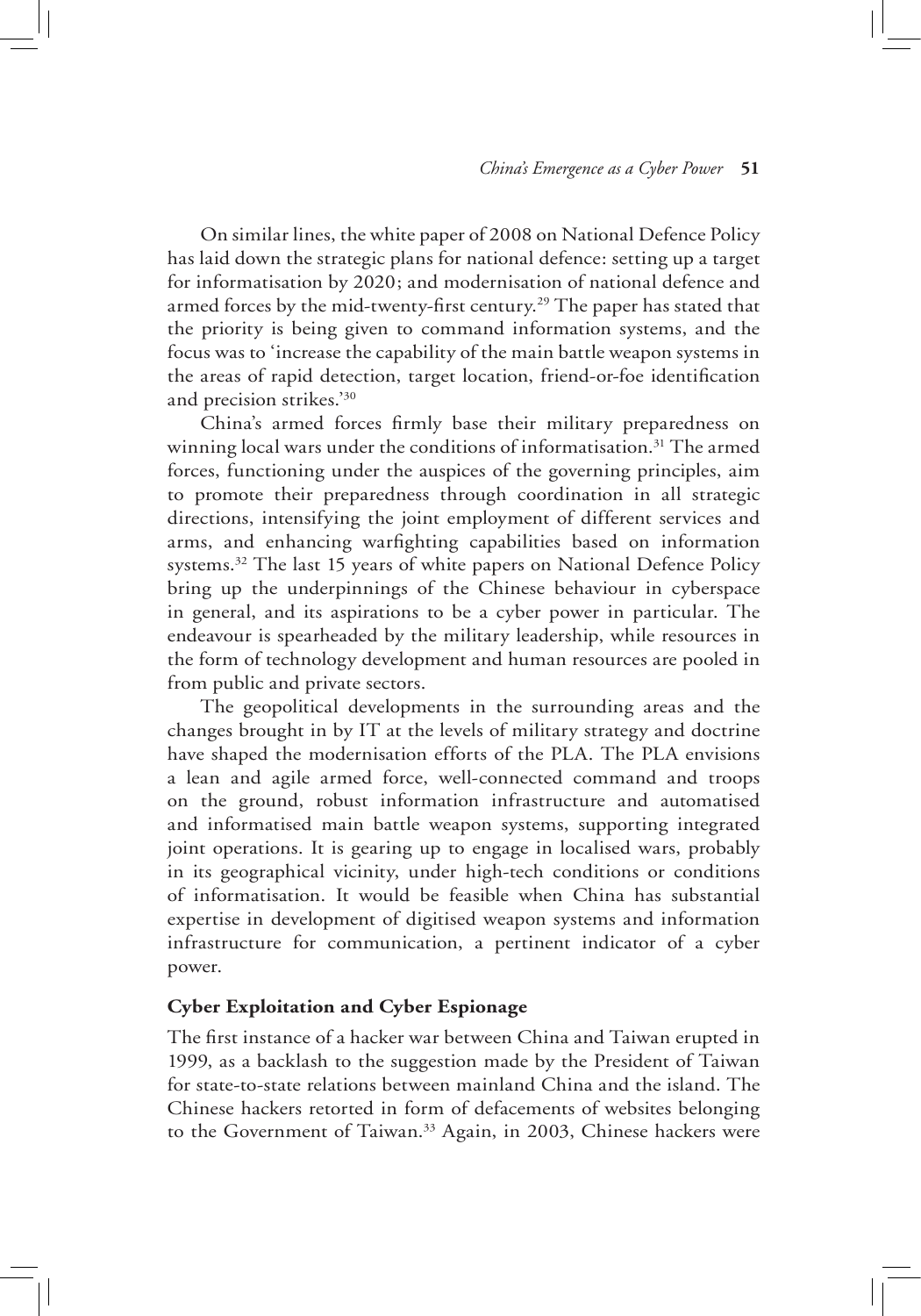On similar lines, the white paper of 2008 on National Defence Policy has laid down the strategic plans for national defence: setting up a target for informatisation by 2020; and modernisation of national defence and armed forces by the mid-twenty-first century.[29] The paper has stated that the priority is being given to command information systems, and the focus was to 'increase the capability of the main battle weapon systems in the areas of rapid detection, target location, friend-or-foe identification and precision strikes.'[30]

China's armed forces firmly base their military preparedness on winning local wars under the conditions of informatisation.[31] The armed forces, functioning under the auspices of the governing principles, aim to promote their preparedness through coordination in all strategic directions, intensifying the joint employment of different services and arms, and enhancing warfighting capabilities based on information systems.[32] The last 15 years of white papers on National Defence Policy bring up the underpinnings of the Chinese behaviour in cyberspace in general, and its aspirations to be a cyber power in particular. The endeavour is spearheaded by the military leadership, while resources in the form of technology development and human resources are pooled in from public and private sectors.

The geopolitical developments in the surrounding areas and the changes brought in by IT at the levels of military strategy and doctrine have shaped the modernisation efforts of the PLA. The PLA envisions a lean and agile armed force, well-connected command and troops on the ground, robust information infrastructure and automatised and informatised main battle weapon systems, supporting integrated joint operations. It is gearing up to engage in localised wars, probably in its geographical vicinity, under high-tech conditions or conditions of informatisation. It would be feasible when China has substantial expertise in development of digitised weapon systems and information infrastructure for communication, a pertinent indicator of a cyber power.

### Cyber Exploitation and Cyber Espionage

The first instance of a hacker war between China and Taiwan erupted in 1999, as a backlash to the suggestion made by the President of Taiwan for state-to-state relations between mainland China and the island. The Chinese hackers retorted in form of defacements of websites belonging to the Government of Taiwan.[33] Again, in 2003, Chinese hackers were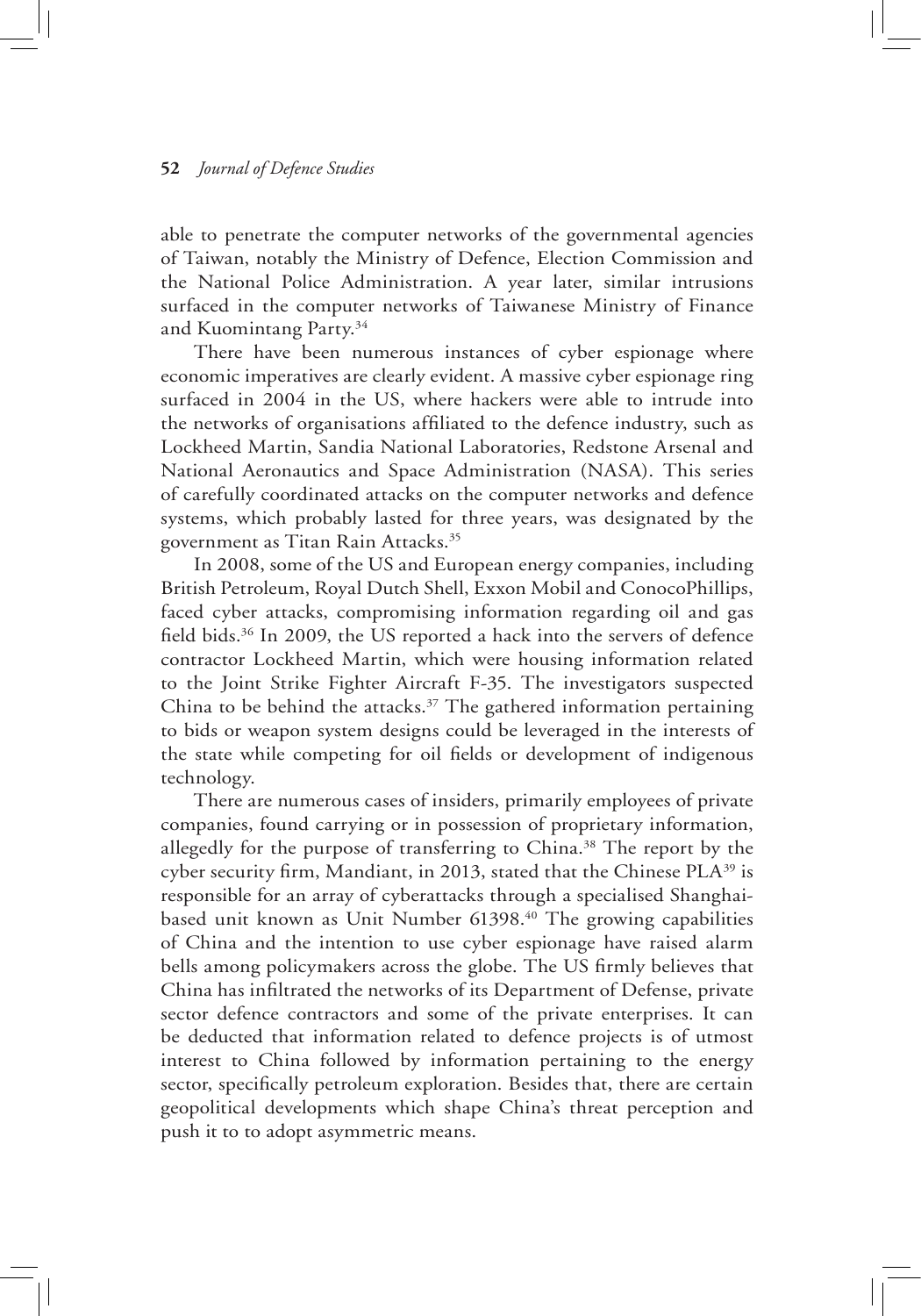able to penetrate the computer networks of the governmental agencies of Taiwan, notably the Ministry of Defence, Election Commission and the National Police Administration. A year later, similar intrusions surfaced in the computer networks of Taiwanese Ministry of Finance and Kuomintang Party.[34]

There have been numerous instances of cyber espionage where economic imperatives are clearly evident. A massive cyber espionage ring surfaced in 2004 in the US, where hackers were able to intrude into the networks of organisations affiliated to the defence industry, such as Lockheed Martin, Sandia National Laboratories, Redstone Arsenal and National Aeronautics and Space Administration (NASA). This series of carefully coordinated attacks on the computer networks and defence systems, which probably lasted for three years, was designated by the government as Titan Rain Attacks.[35]

In 2008, some of the US and European energy companies, including British Petroleum, Royal Dutch Shell, Exxon Mobil and ConocoPhillips, faced cyber attacks, compromising information regarding oil and gas field bids.[36] In 2009, the US reported a hack into the servers of defence contractor Lockheed Martin, which were housing information related to the Joint Strike Fighter Aircraft F-35. The investigators suspected China to be behind the attacks.[37] The gathered information pertaining to bids or weapon system designs could be leveraged in the interests of the state while competing for oil fields or development of indigenous technology.

There are numerous cases of insiders, primarily employees of private companies, found carrying or in possession of proprietary information, allegedly for the purpose of transferring to China.[38] The report by the cyber security firm, Mandiant, in 2013, stated that the Chinese PLA[39] is responsible for an array of cyberattacks through a specialised Shanghai-based unit known as Unit Number 61398.[40] The growing capabilities of China and the intention to use cyber espionage have raised alarm bells among policymakers across the globe. The US firmly believes that China has infiltrated the networks of its Department of Defense, private sector defence contractors and some of the private enterprises. It can be deducted that information related to defence projects is of utmost interest to China followed by information pertaining to the energy sector, specifically petroleum exploration. Besides that, there are certain geopolitical developments which shape China's threat perception and push it to to adopt asymmetric means.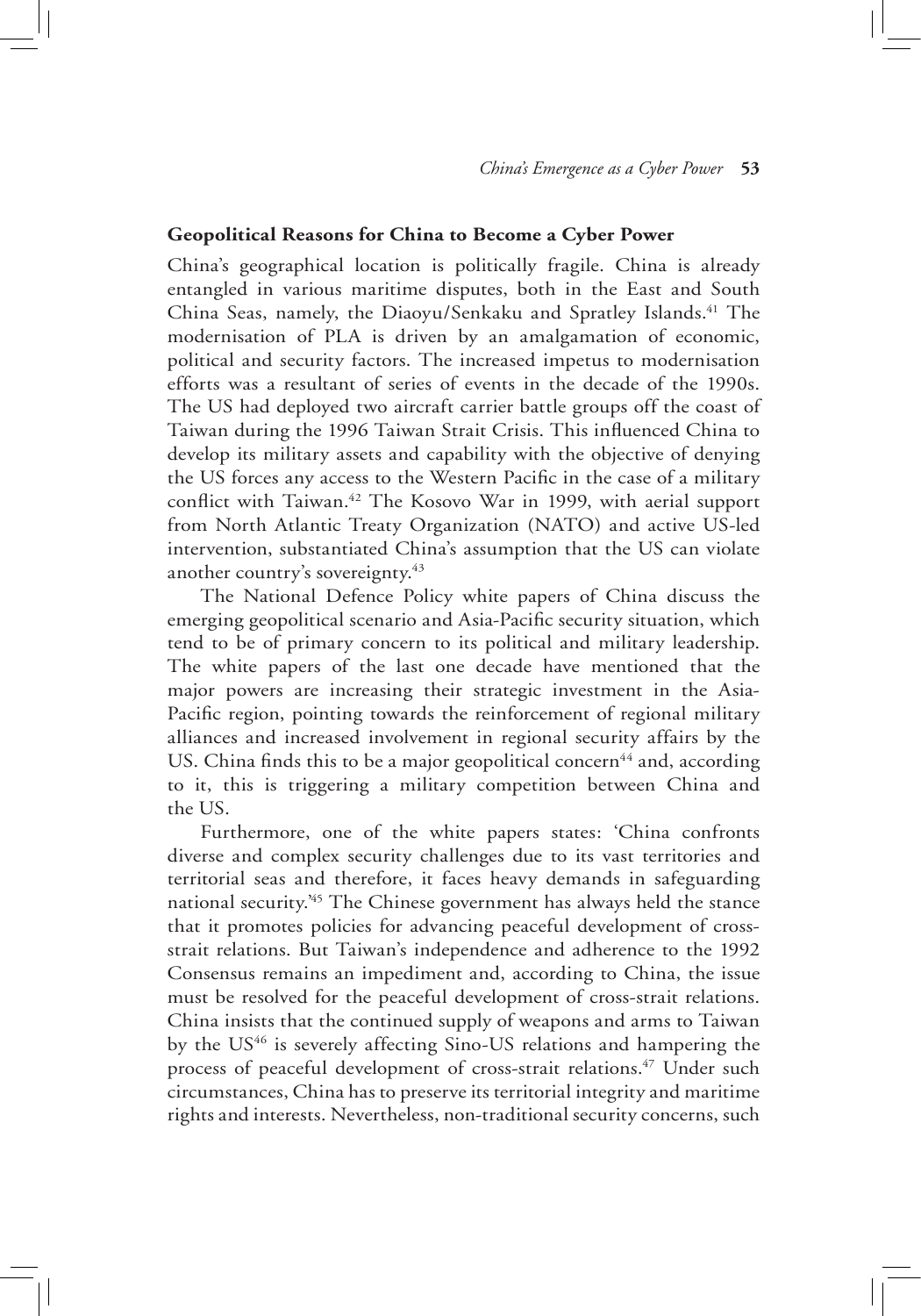### Geopolitical Reasons for China to Become a Cyber Power

China's geographical location is politically fragile. China is already entangled in various maritime disputes, both in the East and South China Seas, namely, the Diaoyu/Senkaku and Spratley Islands.[41] The modernisation of PLA is driven by an amalgamation of economic, political and security factors. The increased impetus to modernisation efforts was a resultant of series of events in the decade of the 1990s. The US had deployed two aircraft carrier battle groups off the coast of Taiwan during the 1996 Taiwan Strait Crisis. This influenced China to develop its military assets and capability with the objective of denying the US forces any access to the Western Pacific in the case of a military conflict with Taiwan.[42] The Kosovo War in 1999, with aerial support from North Atlantic Treaty Organization (NATO) and active US-led intervention, substantiated China's assumption that the US can violate another country's sovereignty.[43]

The National Defence Policy white papers of China discuss the emerging geopolitical scenario and Asia-Pacific security situation, which tend to be of primary concern to its political and military leadership. The white papers of the last one decade have mentioned that the major powers are increasing their strategic investment in the Asia-Pacific region, pointing towards the reinforcement of regional military alliances and increased involvement in regional security affairs by the US. China finds this to be a major geopolitical concern[44] and, according to it, this is triggering a military competition between China and the US.

Furthermore, one of the white papers states: 'China confronts diverse and complex security challenges due to its vast territories and territorial seas and therefore, it faces heavy demands in safeguarding national security.'[45] The Chinese government has always held the stance that it promotes policies for advancing peaceful development of cross-strait relations. But Taiwan's independence and adherence to the 1992 Consensus remains an impediment and, according to China, the issue must be resolved for the peaceful development of cross-strait relations. China insists that the continued supply of weapons and arms to Taiwan by the US[46] is severely affecting Sino-US relations and hampering the process of peaceful development of cross-strait relations.[47] Under such circumstances, China has to preserve its territorial integrity and maritime rights and interests. Nevertheless, non-traditional security concerns, such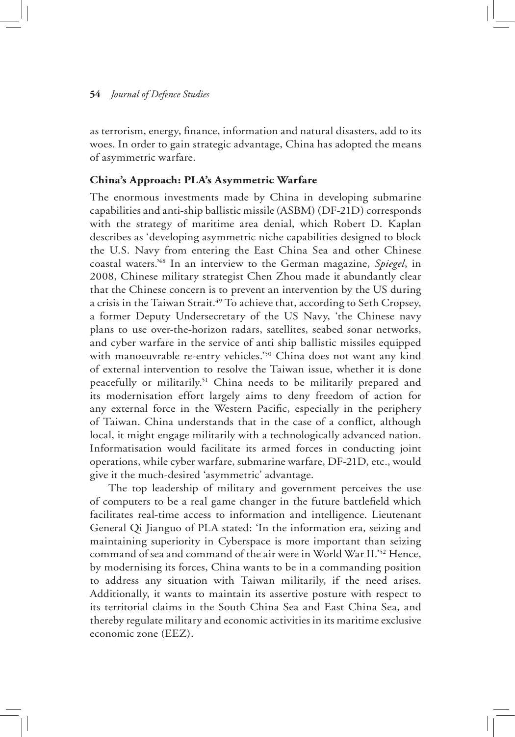as terrorism, energy, finance, information and natural disasters, add to its woes. In order to gain strategic advantage, China has adopted the means of asymmetric warfare.

**China's Approach: PLA's Asymmetric Warfare**

The enormous investments made by China in developing submarine capabilities and anti-ship ballistic missile (ASBM) (DF-21D) corresponds with the strategy of maritime area denial, which Robert D. Kaplan describes as 'developing asymmetric niche capabilities designed to block the U.S. Navy from entering the East China Sea and other Chinese coastal waters.'[48] In an interview to the German magazine, *Spiegel*, in 2008, Chinese military strategist Chen Zhou made it abundantly clear that the Chinese concern is to prevent an intervention by the US during a crisis in the Taiwan Strait.[49] To achieve that, according to Seth Cropsey, a former Deputy Undersecretary of the US Navy, 'the Chinese navy plans to use over-the-horizon radars, satellites, seabed sonar networks, and cyber warfare in the service of anti ship ballistic missiles equipped with manoeuvrable re-entry vehicles.'[50] China does not want any kind of external intervention to resolve the Taiwan issue, whether it is done peacefully or militarily.[51] China needs to be militarily prepared and its modernisation effort largely aims to deny freedom of action for any external force in the Western Pacific, especially in the periphery of Taiwan. China understands that in the case of a conflict, although local, it might engage militarily with a technologically advanced nation. Informatisation would facilitate its armed forces in conducting joint operations, while cyber warfare, submarine warfare, DF-21D, etc., would give it the much-desired 'asymmetric' advantage.

The top leadership of military and government perceives the use of computers to be a real game changer in the future battlefield which facilitates real-time access to information and intelligence. Lieutenant General Qi Jianguo of PLA stated: 'In the information era, seizing and maintaining superiority in Cyberspace is more important than seizing command of sea and command of the air were in World War II.'[52] Hence, by modernising its forces, China wants to be in a commanding position to address any situation with Taiwan militarily, if the need arises. Additionally, it wants to maintain its assertive posture with respect to its territorial claims in the South China Sea and East China Sea, and thereby regulate military and economic activities in its maritime exclusive economic zone (EEZ).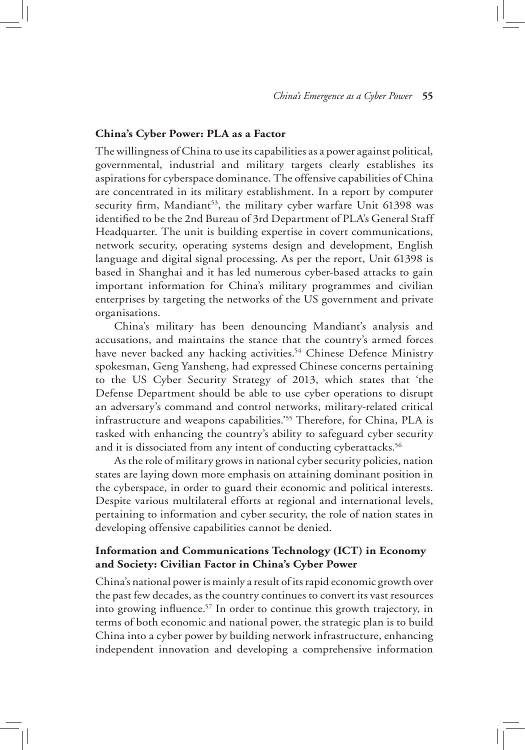## China's Cyber Power: PLA as a Factor

The willingness of China to use its capabilities as a power against political, governmental, industrial and military targets clearly establishes its aspirations for cyberspace dominance. The offensive capabilities of China are concentrated in its military establishment. In a report by computer security firm, Mandiant[53], the military cyber warfare Unit 61398 was identified to be the 2nd Bureau of 3rd Department of PLA's General Staff Headquarter. The unit is building expertise in covert communications, network security, operating systems design and development, English language and digital signal processing. As per the report, Unit 61398 is based in Shanghai and it has led numerous cyber-based attacks to gain important information for China's military programmes and civilian enterprises by targeting the networks of the US government and private organisations.

China's military has been denouncing Mandiant's analysis and accusations, and maintains the stance that the country's armed forces have never backed any hacking activities.[54] Chinese Defence Ministry spokesman, Geng Yansheng, had expressed Chinese concerns pertaining to the US Cyber Security Strategy of 2013, which states that 'the Defense Department should be able to use cyber operations to disrupt an adversary's command and control networks, military-related critical infrastructure and weapons capabilities.'[55] Therefore, for China, PLA is tasked with enhancing the country's ability to safeguard cyber security and it is dissociated from any intent of conducting cyberattacks.[56]

As the role of military grows in national cyber security policies, nation states are laying down more emphasis on attaining dominant position in the cyberspace, in order to guard their economic and political interests. Despite various multilateral efforts at regional and international levels, pertaining to information and cyber security, the role of nation states in developing offensive capabilities cannot be denied.

## Information and Communications Technology (ICT) in Economy and Society: Civilian Factor in China's Cyber Power

China's national power is mainly a result of its rapid economic growth over the past few decades, as the country continues to convert its vast resources into growing influence.[57] In order to continue this growth trajectory, in terms of both economic and national power, the strategic plan is to build China into a cyber power by building network infrastructure, enhancing independent innovation and developing a comprehensive information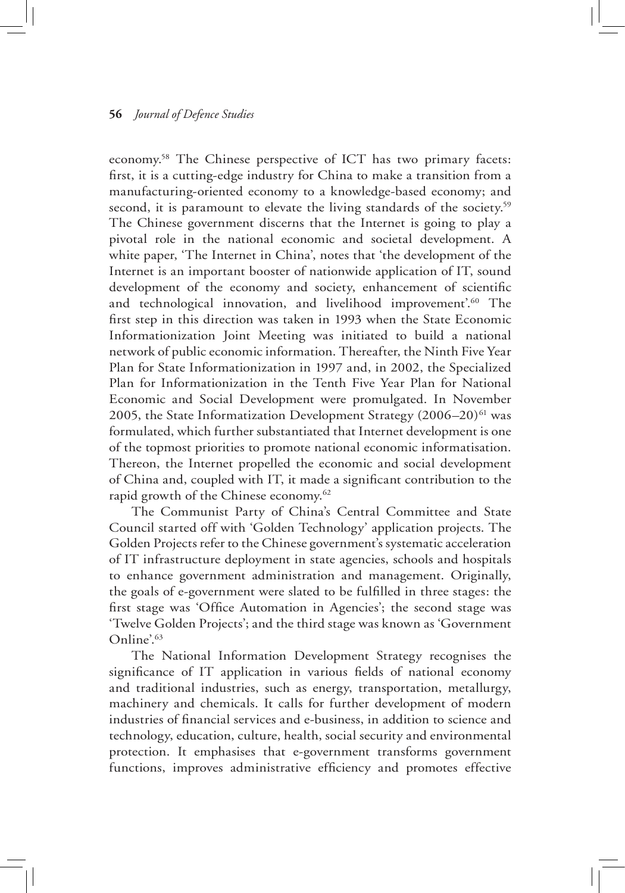economy.[58] The Chinese perspective of ICT has two primary facets: first, it is a cutting-edge industry for China to make a transition from a manufacturing-oriented economy to a knowledge-based economy; and second, it is paramount to elevate the living standards of the society.[59] The Chinese government discerns that the Internet is going to play a pivotal role in the national economic and societal development. A white paper, 'The Internet in China', notes that 'the development of the Internet is an important booster of nationwide application of IT, sound development of the economy and society, enhancement of scientific and technological innovation, and livelihood improvement'.[60] The first step in this direction was taken in 1993 when the State Economic Informationization Joint Meeting was initiated to build a national network of public economic information. Thereafter, the Ninth Five Year Plan for State Informationization in 1997 and, in 2002, the Specialized Plan for Informationization in the Tenth Five Year Plan for National Economic and Social Development were promulgated. In November 2005, the State Informatization Development Strategy (2006–20)[61] was formulated, which further substantiated that Internet development is one of the topmost priorities to promote national economic informatisation. Thereon, the Internet propelled the economic and social development of China and, coupled with IT, it made a significant contribution to the rapid growth of the Chinese economy.[62]

The Communist Party of China's Central Committee and State Council started off with 'Golden Technology' application projects. The Golden Projects refer to the Chinese government's systematic acceleration of IT infrastructure deployment in state agencies, schools and hospitals to enhance government administration and management. Originally, the goals of e-government were slated to be fulfilled in three stages: the first stage was 'Office Automation in Agencies'; the second stage was 'Twelve Golden Projects'; and the third stage was known as 'Government Online'.[63]

The National Information Development Strategy recognises the significance of IT application in various fields of national economy and traditional industries, such as energy, transportation, metallurgy, machinery and chemicals. It calls for further development of modern industries of financial services and e-business, in addition to science and technology, education, culture, health, social security and environmental protection. It emphasises that e-government transforms government functions, improves administrative efficiency and promotes effective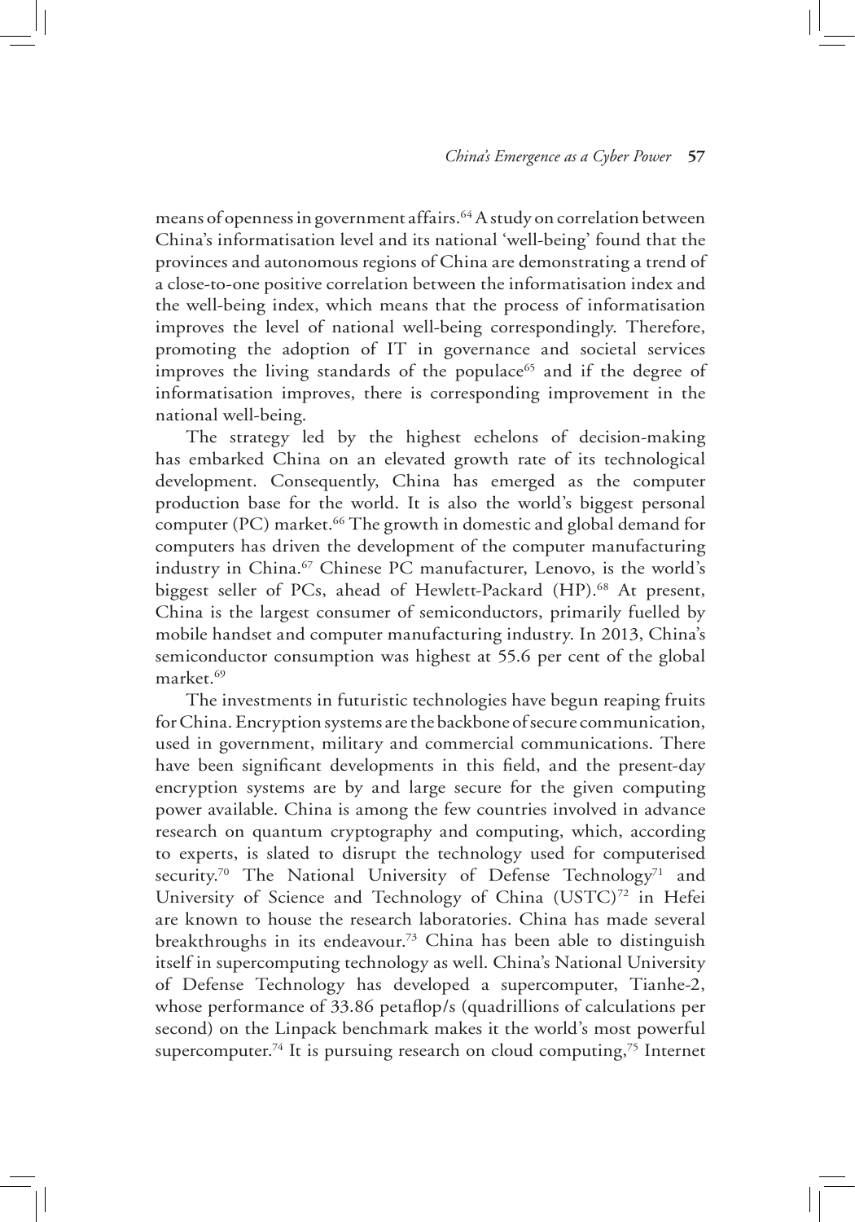means of openness in government affairs.[64] A study on correlation between China's informatisation level and its national 'well-being' found that the provinces and autonomous regions of China are demonstrating a trend of a close-to-one positive correlation between the informatisation index and the well-being index, which means that the process of informatisation improves the level of national well-being correspondingly. Therefore, promoting the adoption of IT in governance and societal services improves the living standards of the populace[65] and if the degree of informatisation improves, there is corresponding improvement in the national well-being.

The strategy led by the highest echelons of decision-making has embarked China on an elevated growth rate of its technological development. Consequently, China has emerged as the computer production base for the world. It is also the world's biggest personal computer (PC) market.[66] The growth in domestic and global demand for computers has driven the development of the computer manufacturing industry in China.[67] Chinese PC manufacturer, Lenovo, is the world's biggest seller of PCs, ahead of Hewlett-Packard (HP).[68] At present, China is the largest consumer of semiconductors, primarily fuelled by mobile handset and computer manufacturing industry. In 2013, China's semiconductor consumption was highest at 55.6 per cent of the global market.[69]

The investments in futuristic technologies have begun reaping fruits for China. Encryption systems are the backbone of secure communication, used in government, military and commercial communications. There have been significant developments in this field, and the present-day encryption systems are by and large secure for the given computing power available. China is among the few countries involved in advance research on quantum cryptography and computing, which, according to experts, is slated to disrupt the technology used for computerised security.[70] The National University of Defense Technology[71] and University of Science and Technology of China (USTC)[72] in Hefei are known to house the research laboratories. China has made several breakthroughs in its endeavour.[73] China has been able to distinguish itself in supercomputing technology as well. China's National University of Defense Technology has developed a supercomputer, Tianhe-2, whose performance of 33.86 petaflop/s (quadrillions of calculations per second) on the Linpack benchmark makes it the world's most powerful supercomputer.[74] It is pursuing research on cloud computing,[75] Internet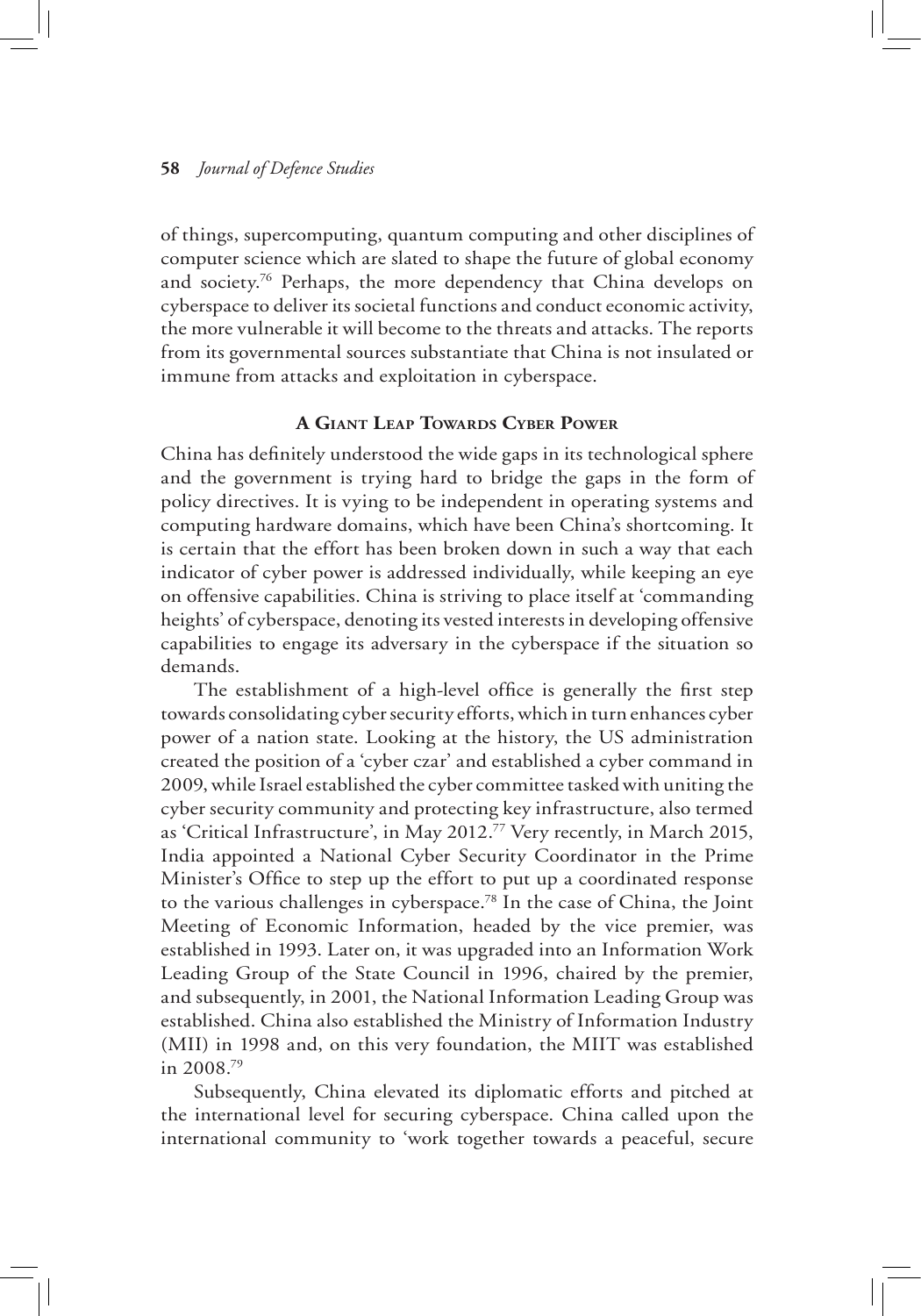of things, supercomputing, quantum computing and other disciplines of computer science which are slated to shape the future of global economy and society.[76] Perhaps, the more dependency that China develops on cyberspace to deliver its societal functions and conduct economic activity, the more vulnerable it will become to the threats and attacks. The reports from its governmental sources substantiate that China is not insulated or immune from attacks and exploitation in cyberspace.

## A Giant Leap Towards Cyber Power

China has definitely understood the wide gaps in its technological sphere and the government is trying hard to bridge the gaps in the form of policy directives. It is vying to be independent in operating systems and computing hardware domains, which have been China's shortcoming. It is certain that the effort has been broken down in such a way that each indicator of cyber power is addressed individually, while keeping an eye on offensive capabilities. China is striving to place itself at 'commanding heights' of cyberspace, denoting its vested interests in developing offensive capabilities to engage its adversary in the cyberspace if the situation so demands.

The establishment of a high-level office is generally the first step towards consolidating cyber security efforts, which in turn enhances cyber power of a nation state. Looking at the history, the US administration created the position of a 'cyber czar' and established a cyber command in 2009, while Israel established the cyber committee tasked with uniting the cyber security community and protecting key infrastructure, also termed as 'Critical Infrastructure', in May 2012.[77] Very recently, in March 2015, India appointed a National Cyber Security Coordinator in the Prime Minister's Office to step up the effort to put up a coordinated response to the various challenges in cyberspace.[78] In the case of China, the Joint Meeting of Economic Information, headed by the vice premier, was established in 1993. Later on, it was upgraded into an Information Work Leading Group of the State Council in 1996, chaired by the premier, and subsequently, in 2001, the National Information Leading Group was established. China also established the Ministry of Information Industry (MII) in 1998 and, on this very foundation, the MIIT was established in 2008.[79]

Subsequently, China elevated its diplomatic efforts and pitched at the international level for securing cyberspace. China called upon the international community to 'work together towards a peaceful, secure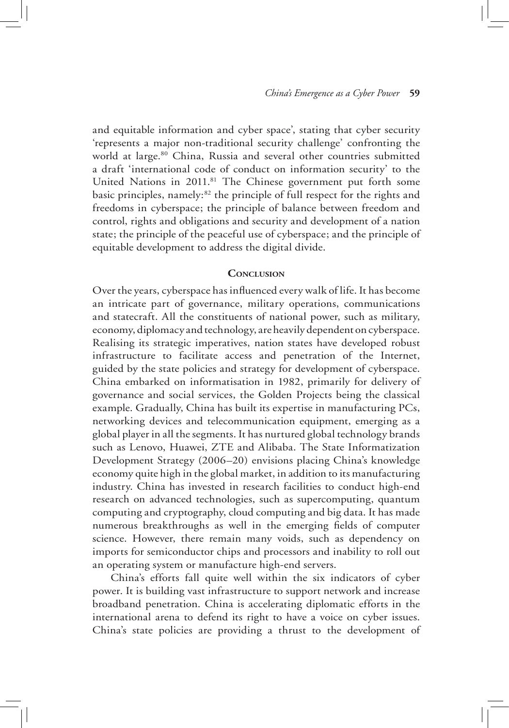and equitable information and cyber space', stating that cyber security 'represents a major non-traditional security challenge' confronting the world at large.[80] China, Russia and several other countries submitted a draft 'international code of conduct on information security' to the United Nations in 2011.[81] The Chinese government put forth some basic principles, namely:[82] the principle of full respect for the rights and freedoms in cyberspace; the principle of balance between freedom and control, rights and obligations and security and development of a nation state; the principle of the peaceful use of cyberspace; and the principle of equitable development to address the digital divide.

## Conclusion

Over the years, cyberspace has influenced every walk of life. It has become an intricate part of governance, military operations, communications and statecraft. All the constituents of national power, such as military, economy, diplomacy and technology, are heavily dependent on cyberspace. Realising its strategic imperatives, nation states have developed robust infrastructure to facilitate access and penetration of the Internet, guided by the state policies and strategy for development of cyberspace. China embarked on informatisation in 1982, primarily for delivery of governance and social services, the Golden Projects being the classical example. Gradually, China has built its expertise in manufacturing PCs, networking devices and telecommunication equipment, emerging as a global player in all the segments. It has nurtured global technology brands such as Lenovo, Huawei, ZTE and Alibaba. The State Informatization Development Strategy (2006–20) envisions placing China's knowledge economy quite high in the global market, in addition to its manufacturing industry. China has invested in research facilities to conduct high-end research on advanced technologies, such as supercomputing, quantum computing and cryptography, cloud computing and big data. It has made numerous breakthroughs as well in the emerging fields of computer science. However, there remain many voids, such as dependency on imports for semiconductor chips and processors and inability to roll out an operating system or manufacture high-end servers.

China's efforts fall quite well within the six indicators of cyber power. It is building vast infrastructure to support network and increase broadband penetration. China is accelerating diplomatic efforts in the international arena to defend its right to have a voice on cyber issues. China's state policies are providing a thrust to the development of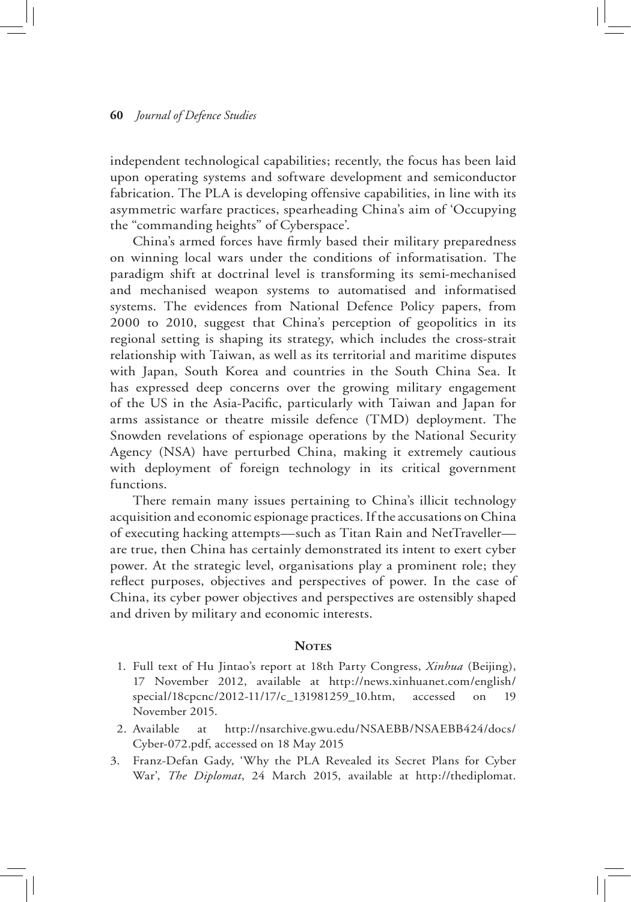independent technological capabilities; recently, the focus has been laid upon operating systems and software development and semiconductor fabrication. The PLA is developing offensive capabilities, in line with its asymmetric warfare practices, spearheading China's aim of 'Occupying the "commanding heights" of Cyberspace'.

China's armed forces have firmly based their military preparedness on winning local wars under the conditions of informatisation. The paradigm shift at doctrinal level is transforming its semi-mechanised and mechanised weapon systems to automatised and informatised systems. The evidences from National Defence Policy papers, from 2000 to 2010, suggest that China's perception of geopolitics in its regional setting is shaping its strategy, which includes the cross-strait relationship with Taiwan, as well as its territorial and maritime disputes with Japan, South Korea and countries in the South China Sea. It has expressed deep concerns over the growing military engagement of the US in the Asia-Pacific, particularly with Taiwan and Japan for arms assistance or theatre missile defence (TMD) deployment. The Snowden revelations of espionage operations by the National Security Agency (NSA) have perturbed China, making it extremely cautious with deployment of foreign technology in its critical government functions.

There remain many issues pertaining to China's illicit technology acquisition and economic espionage practices. If the accusations on China of executing hacking attempts—such as Titan Rain and NetTraveller—are true, then China has certainly demonstrated its intent to exert cyber power. At the strategic level, organisations play a prominent role; they reflect purposes, objectives and perspectives of power. In the case of China, its cyber power objectives and perspectives are ostensibly shaped and driven by military and economic interests.

## Notes

1. Full text of Hu Jintao's report at 18th Party Congress, *Xinhua* (Beijing), 17 November 2012, available at http://news.xinhuanet.com/english/special/18cpcnc/2012-11/17/c_131981259_10.htm, accessed on 19 November 2015.
2. Available at http://nsarchive.gwu.edu/NSAEBB/NSAEBB424/docs/Cyber-072.pdf, accessed on 18 May 2015
3. Franz-Defan Gady, 'Why the PLA Revealed its Secret Plans for Cyber War', *The Diplomat*, 24 March 2015, available at http://thediplomat.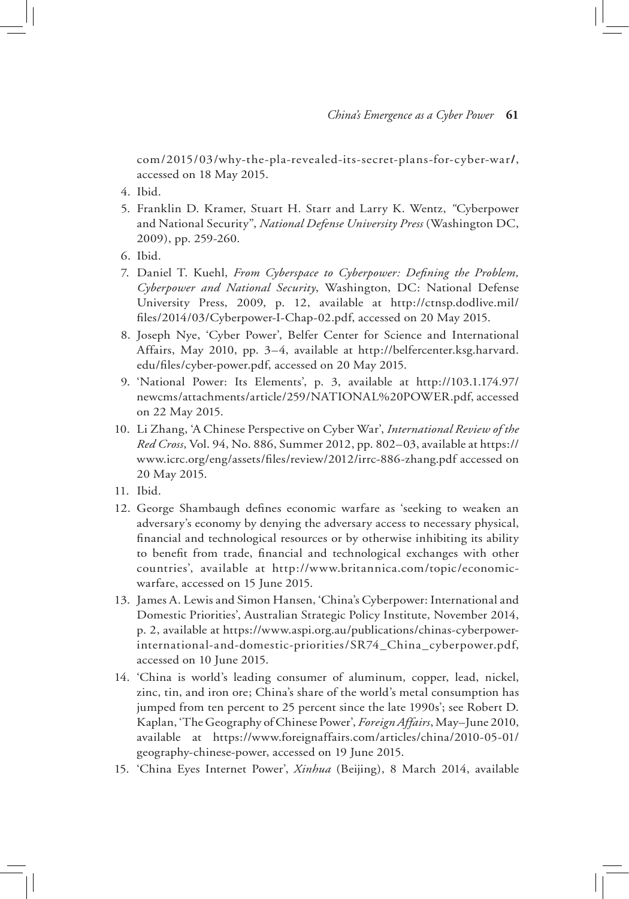com/2015/03/why-the-pla-revealed-its-secret-plans-for-cyber-war/, accessed on 18 May 2015.

4. Ibid.
5. Franklin D. Kramer, Stuart H. Starr and Larry K. Wentz, "Cyberpower and National Security", *National Defense University Press* (Washington DC, 2009), pp. 259-260.
6. Ibid.
7. Daniel T. Kuehl, *From Cyberspace to Cyberpower: Defining the Problem, Cyberpower and National Security*, Washington, DC: National Defense University Press, 2009, p. 12, available at http://ctnsp.dodlive.mil/files/2014/03/Cyberpower-I-Chap-02.pdf, accessed on 20 May 2015.
8. Joseph Nye, 'Cyber Power', Belfer Center for Science and International Affairs, May 2010, pp. 3–4, available at http://belfercenter.ksg.harvard.edu/files/cyber-power.pdf, accessed on 20 May 2015.
9. 'National Power: Its Elements', p. 3, available at http://103.1.174.97/newcms/attachments/article/259/NATIONAL%20POWER.pdf, accessed on 22 May 2015.
10. Li Zhang, 'A Chinese Perspective on Cyber War', *International Review of the Red Cross*, Vol. 94, No. 886, Summer 2012, pp. 802–03, available at https://www.icrc.org/eng/assets/files/review/2012/irrc-886-zhang.pdf accessed on 20 May 2015.
11. Ibid.
12. George Shambaugh defines economic warfare as 'seeking to weaken an adversary's economy by denying the adversary access to necessary physical, financial and technological resources or by otherwise inhibiting its ability to benefit from trade, financial and technological exchanges with other countries', available at http://www.britannica.com/topic/economic-warfare, accessed on 15 June 2015.
13. James A. Lewis and Simon Hansen, 'China's Cyberpower: International and Domestic Priorities', Australian Strategic Policy Institute, November 2014, p. 2, available at https://www.aspi.org.au/publications/chinas-cyberpower-international-and-domestic-priorities/SR74_China_cyberpower.pdf, accessed on 10 June 2015.
14. 'China is world's leading consumer of aluminum, copper, lead, nickel, zinc, tin, and iron ore; China's share of the world's metal consumption has jumped from ten percent to 25 percent since the late 1990s'; see Robert D. Kaplan, 'The Geography of Chinese Power', *Foreign Affairs*, May–June 2010, available at https://www.foreignaffairs.com/articles/china/2010-05-01/geography-chinese-power, accessed on 19 June 2015.
15. 'China Eyes Internet Power', *Xinhua* (Beijing), 8 March 2014, available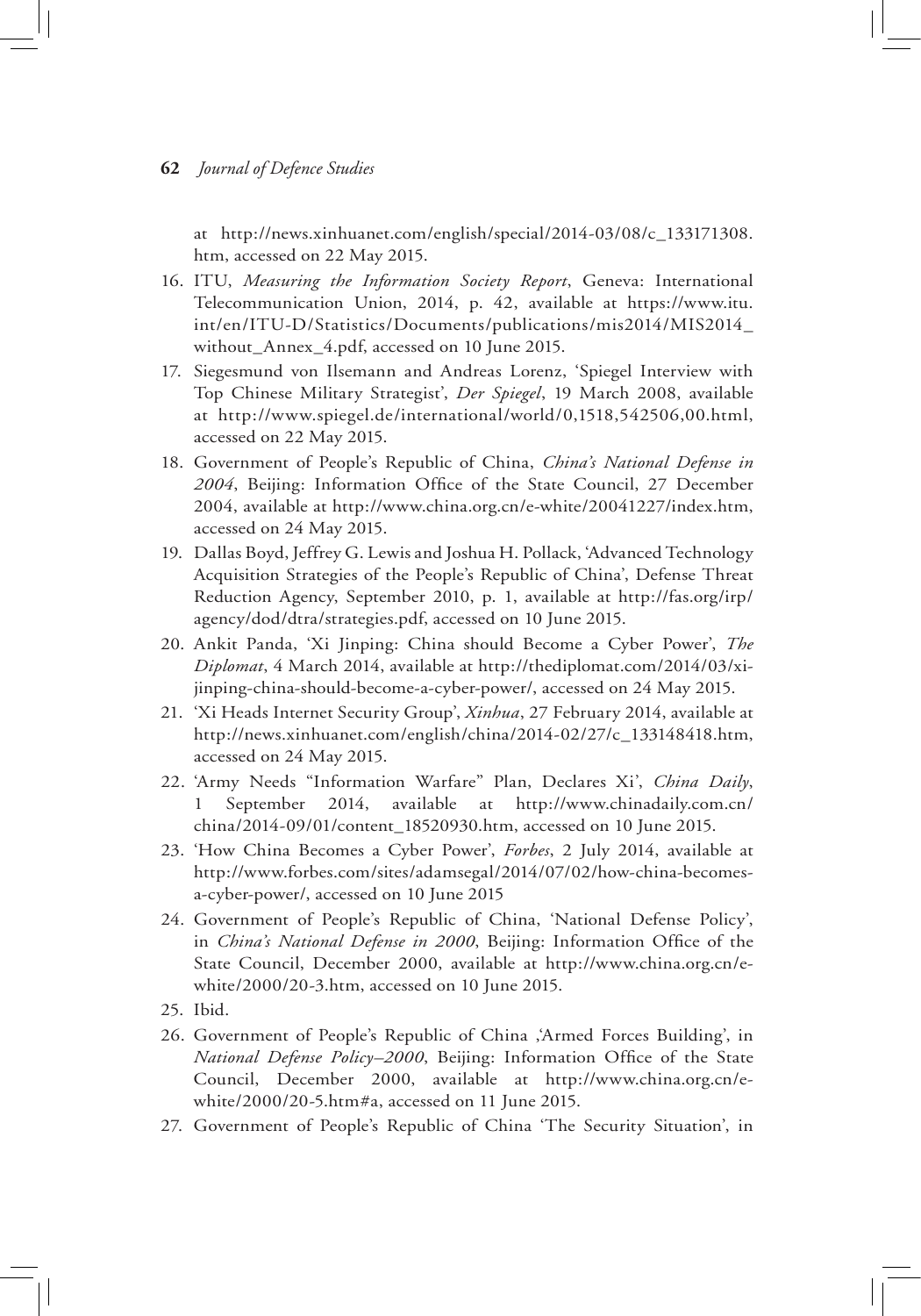at http://news.xinhuanet.com/english/special/2014-03/08/c_133171308.htm, accessed on 22 May 2015.

16. ITU, *Measuring the Information Society Report*, Geneva: International Telecommunication Union, 2014, p. 42, available at https://www.itu.int/en/ITU-D/Statistics/Documents/publications/mis2014/MIS2014_without_Annex_4.pdf, accessed on 10 June 2015.
17. Siegesmund von Ilsemann and Andreas Lorenz, 'Spiegel Interview with Top Chinese Military Strategist', *Der Spiegel*, 19 March 2008, available at http://www.spiegel.de/international/world/0,1518,542506,00.html, accessed on 22 May 2015.
18. Government of People's Republic of China, *China's National Defense in 2004*, Beijing: Information Office of the State Council, 27 December 2004, available at http://www.china.org.cn/e-white/20041227/index.htm, accessed on 24 May 2015.
19. Dallas Boyd, Jeffrey G. Lewis and Joshua H. Pollack, 'Advanced Technology Acquisition Strategies of the People's Republic of China', Defense Threat Reduction Agency, September 2010, p. 1, available at http://fas.org/irp/agency/dod/dtra/strategies.pdf, accessed on 10 June 2015.
20. Ankit Panda, 'Xi Jinping: China should Become a Cyber Power', *The Diplomat*, 4 March 2014, available at http://thediplomat.com/2014/03/xi-jinping-china-should-become-a-cyber-power/, accessed on 24 May 2015.
21. 'Xi Heads Internet Security Group', *Xinhua*, 27 February 2014, available at http://news.xinhuanet.com/english/china/2014-02/27/c_133148418.htm, accessed on 24 May 2015.
22. 'Army Needs "Information Warfare" Plan, Declares Xi', *China Daily*, 1 September 2014, available at http://www.chinadaily.com.cn/china/2014-09/01/content_18520930.htm, accessed on 10 June 2015.
23. 'How China Becomes a Cyber Power', *Forbes*, 2 July 2014, available at http://www.forbes.com/sites/adamsegal/2014/07/02/how-china-becomes-a-cyber-power/, accessed on 10 June 2015
24. Government of People's Republic of China, 'National Defense Policy', in *China's National Defense in 2000*, Beijing: Information Office of the State Council, December 2000, available at http://www.china.org.cn/e-white/2000/20-3.htm, accessed on 10 June 2015.
25. Ibid.
26. Government of People's Republic of China ,'Armed Forces Building', in *National Defense Policy–2000*, Beijing: Information Office of the State Council, December 2000, available at http://www.china.org.cn/e-white/2000/20-5.htm#a, accessed on 11 June 2015.
27. Government of People's Republic of China 'The Security Situation', in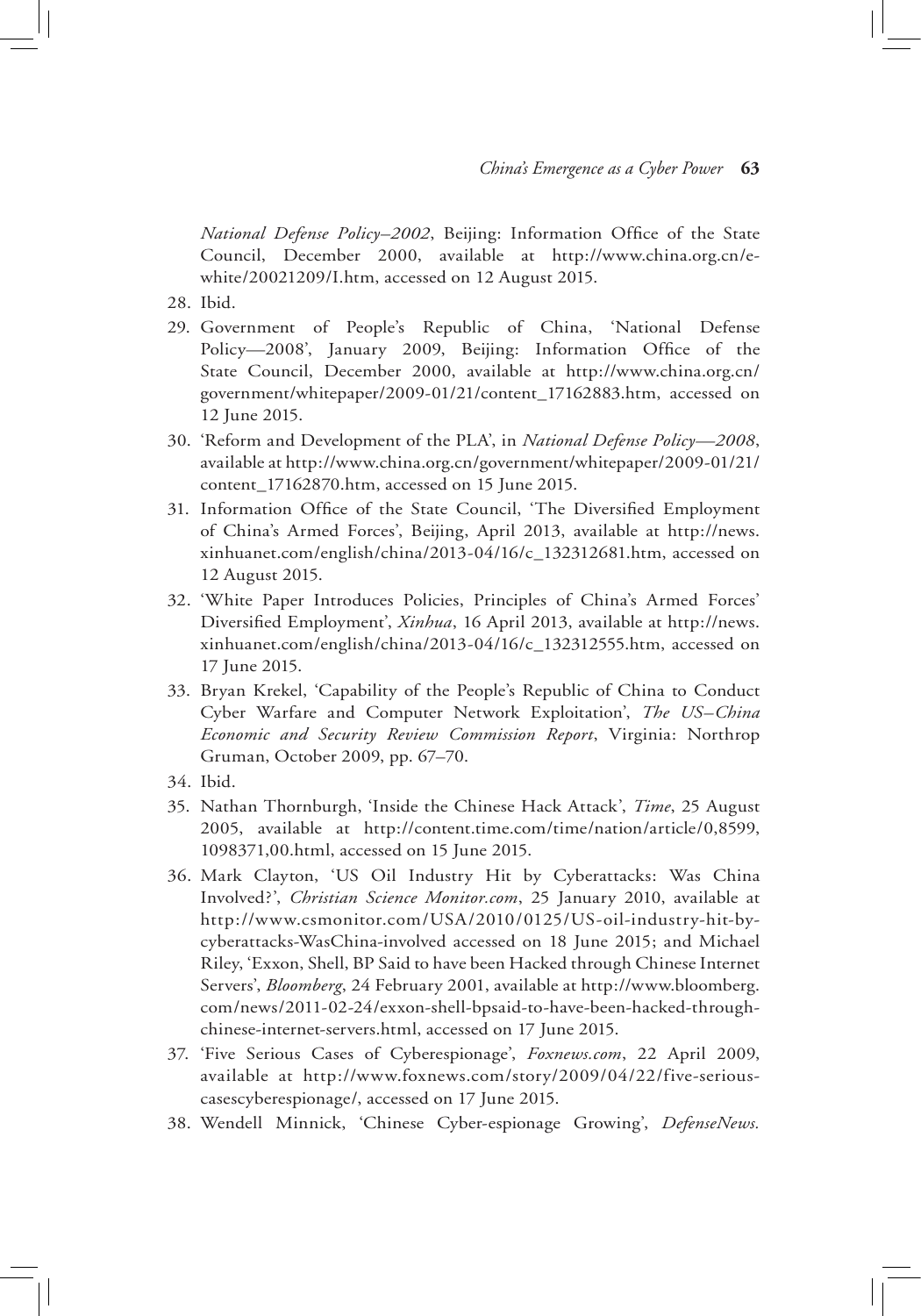*National Defense Policy–2002*, Beijing: Information Office of the State Council, December 2000, available at http://www.china.org.cn/e-white/20021209/I.htm, accessed on 12 August 2015.

28. Ibid.
29. Government of People's Republic of China, 'National Defense Policy—2008', January 2009, Beijing: Information Office of the State Council, December 2000, available at http://www.china.org.cn/government/whitepaper/2009-01/21/content_17162883.htm, accessed on 12 June 2015.
30. 'Reform and Development of the PLA', in *National Defense Policy—2008*, available at http://www.china.org.cn/government/whitepaper/2009-01/21/content_17162870.htm, accessed on 15 June 2015.
31. Information Office of the State Council, 'The Diversified Employment of China's Armed Forces', Beijing, April 2013, available at http://news.xinhuanet.com/english/china/2013-04/16/c_132312681.htm, accessed on 12 August 2015.
32. 'White Paper Introduces Policies, Principles of China's Armed Forces' Diversified Employment', *Xinhua*, 16 April 2013, available at http://news.xinhuanet.com/english/china/2013-04/16/c_132312555.htm, accessed on 17 June 2015.
33. Bryan Krekel, 'Capability of the People's Republic of China to Conduct Cyber Warfare and Computer Network Exploitation', *The US–China Economic and Security Review Commission Report*, Virginia: Northrop Gruman, October 2009, pp. 67–70.
34. Ibid.
35. Nathan Thornburgh, 'Inside the Chinese Hack Attack', *Time*, 25 August 2005, available at http://content.time.com/time/nation/article/0,8599,1098371,00.html, accessed on 15 June 2015.
36. Mark Clayton, 'US Oil Industry Hit by Cyberattacks: Was China Involved?', *Christian Science Monitor.com*, 25 January 2010, available at http://www.csmonitor.com/USA/2010/0125/US-oil-industry-hit-by-cyberattacks-WasChina-involved accessed on 18 June 2015; and Michael Riley, 'Exxon, Shell, BP Said to have been Hacked through Chinese Internet Servers', *Bloomberg*, 24 February 2001, available at http://www.bloomberg.com/news/2011-02-24/exxon-shell-bpsaid-to-have-been-hacked-through-chinese-internet-servers.html, accessed on 17 June 2015.
37. 'Five Serious Cases of Cyberespionage', *Foxnews.com*, 22 April 2009, available at http://www.foxnews.com/story/2009/04/22/five-serious-casescyberespionage/, accessed on 17 June 2015.
38. Wendell Minnick, 'Chinese Cyber-espionage Growing', *DefenseNews.*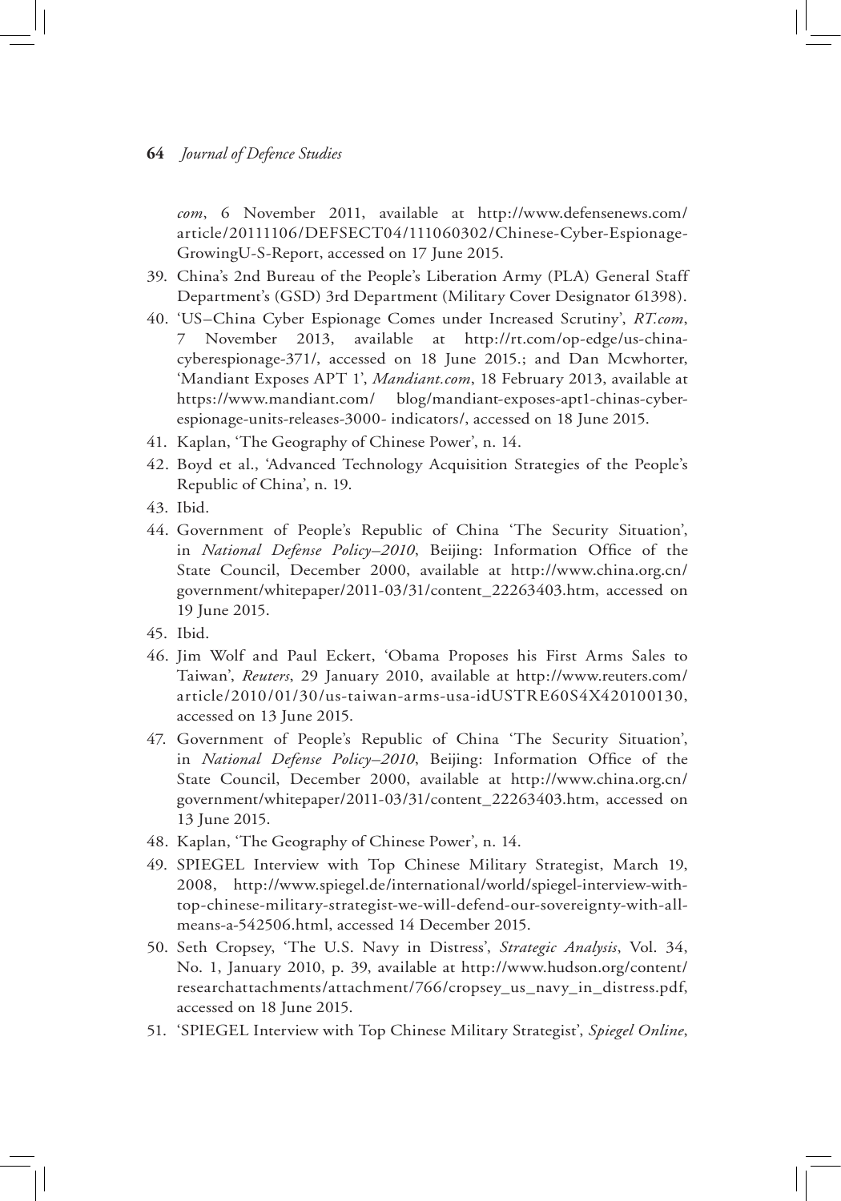*com*, 6 November 2011, available at http://www.defensenews.com/article/20111106/DEFSECT04/111060302/Chinese-Cyber-Espionage-GrowingU-S-Report, accessed on 17 June 2015.

39. China's 2nd Bureau of the People's Liberation Army (PLA) General Staff Department's (GSD) 3rd Department (Military Cover Designator 61398).
40. 'US–China Cyber Espionage Comes under Increased Scrutiny', *RT.com*, 7 November 2013, available at http://rt.com/op-edge/us-china-cyberespionage-371/, accessed on 18 June 2015.; and Dan Mcwhorter, 'Mandiant Exposes APT 1', *Mandiant.com*, 18 February 2013, available at https://www.mandiant.com/ blog/mandiant-exposes-apt1-chinas-cyber-espionage-units-releases-3000- indicators/, accessed on 18 June 2015.
41. Kaplan, 'The Geography of Chinese Power', n. 14.
42. Boyd et al., 'Advanced Technology Acquisition Strategies of the People's Republic of China', n. 19.
43. Ibid.
44. Government of People's Republic of China 'The Security Situation', in *National Defense Policy–2010*, Beijing: Information Office of the State Council, December 2000, available at http://www.china.org.cn/government/whitepaper/2011-03/31/content_22263403.htm, accessed on 19 June 2015.
45. Ibid.
46. Jim Wolf and Paul Eckert, 'Obama Proposes his First Arms Sales to Taiwan', *Reuters*, 29 January 2010, available at http://www.reuters.com/article/2010/01/30/us-taiwan-arms-usa-idUSTRE60S4X420100130, accessed on 13 June 2015.
47. Government of People's Republic of China 'The Security Situation', in *National Defense Policy–2010*, Beijing: Information Office of the State Council, December 2000, available at http://www.china.org.cn/government/whitepaper/2011-03/31/content_22263403.htm, accessed on 13 June 2015.
48. Kaplan, 'The Geography of Chinese Power', n. 14.
49. SPIEGEL Interview with Top Chinese Military Strategist, March 19, 2008, http://www.spiegel.de/international/world/spiegel-interview-with-top-chinese-military-strategist-we-will-defend-our-sovereignty-with-all-means-a-542506.html, accessed 14 December 2015.
50. Seth Cropsey, 'The U.S. Navy in Distress', *Strategic Analysis*, Vol. 34, No. 1, January 2010, p. 39, available at http://www.hudson.org/content/researchattachments/attachment/766/cropsey_us_navy_in_distress.pdf, accessed on 18 June 2015.
51. 'SPIEGEL Interview with Top Chinese Military Strategist', *Spiegel Online*,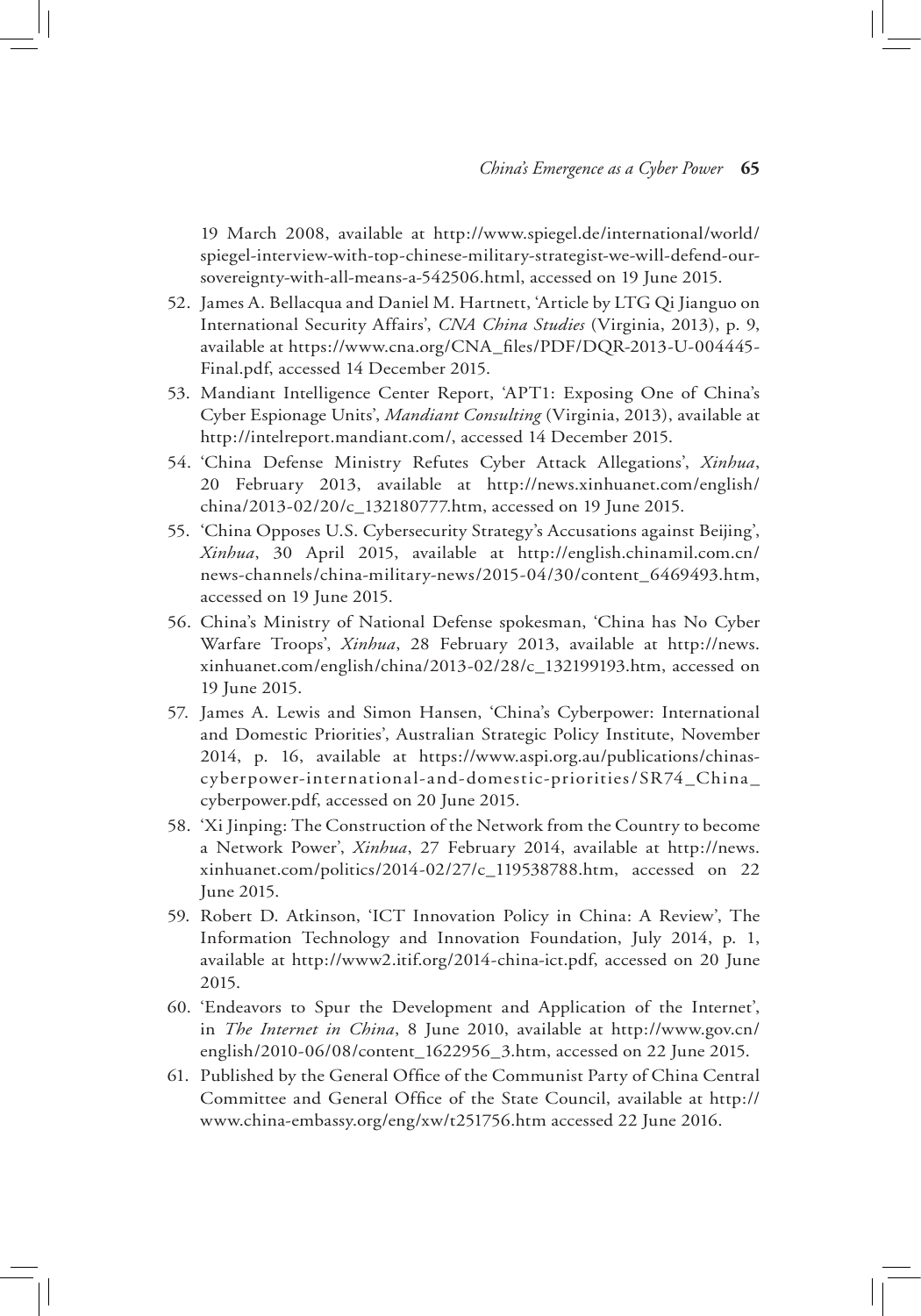19 March 2008, available at http://www.spiegel.de/international/world/spiegel-interview-with-top-chinese-military-strategist-we-will-defend-our-sovereignty-with-all-means-a-542506.html, accessed on 19 June 2015.

52. James A. Bellacqua and Daniel M. Hartnett, 'Article by LTG Qi Jianguo on International Security Affairs', *CNA China Studies* (Virginia, 2013), p. 9, available at https://www.cna.org/CNA_files/PDF/DQR-2013-U-004445-Final.pdf, accessed 14 December 2015.
53. Mandiant Intelligence Center Report, 'APT1: Exposing One of China's Cyber Espionage Units', *Mandiant Consulting* (Virginia, 2013), available at http://intelreport.mandiant.com/, accessed 14 December 2015.
54. 'China Defense Ministry Refutes Cyber Attack Allegations', *Xinhua*, 20 February 2013, available at http://news.xinhuanet.com/english/china/2013-02/20/c_132180777.htm, accessed on 19 June 2015.
55. 'China Opposes U.S. Cybersecurity Strategy's Accusations against Beijing', *Xinhua*, 30 April 2015, available at http://english.chinamil.com.cn/news-channels/china-military-news/2015-04/30/content_6469493.htm, accessed on 19 June 2015.
56. China's Ministry of National Defense spokesman, 'China has No Cyber Warfare Troops', *Xinhua*, 28 February 2013, available at http://news.xinhuanet.com/english/china/2013-02/28/c_132199193.htm, accessed on 19 June 2015.
57. James A. Lewis and Simon Hansen, 'China's Cyberpower: International and Domestic Priorities', Australian Strategic Policy Institute, November 2014, p. 16, available at https://www.aspi.org.au/publications/chinas-cyberpower-international-and-domestic-priorities/SR74_China_cyberpower.pdf, accessed on 20 June 2015.
58. 'Xi Jinping: The Construction of the Network from the Country to become a Network Power', *Xinhua*, 27 February 2014, available at http://news.xinhuanet.com/politics/2014-02/27/c_119538788.htm, accessed on 22 June 2015.
59. Robert D. Atkinson, 'ICT Innovation Policy in China: A Review', The Information Technology and Innovation Foundation, July 2014, p. 1, available at http://www2.itif.org/2014-china-ict.pdf, accessed on 20 June 2015.
60. 'Endeavors to Spur the Development and Application of the Internet', in *The Internet in China*, 8 June 2010, available at http://www.gov.cn/english/2010-06/08/content_1622956_3.htm, accessed on 22 June 2015.
61. Published by the General Office of the Communist Party of China Central Committee and General Office of the State Council, available at http://www.china-embassy.org/eng/xw/t251756.htm accessed 22 June 2016.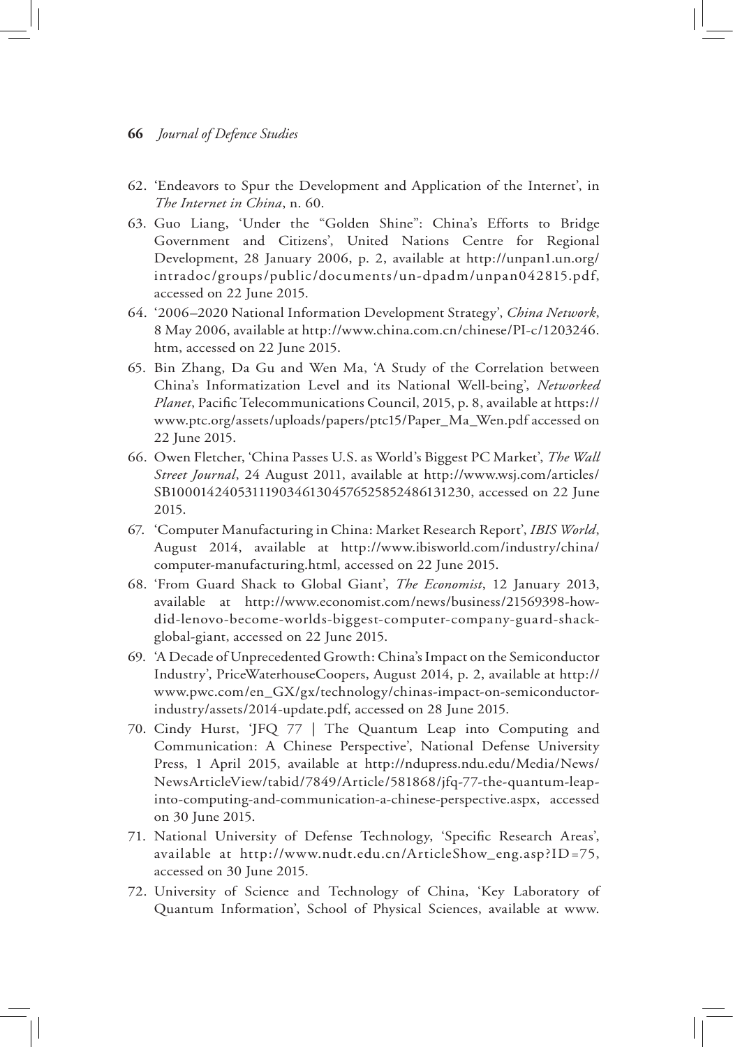62. 'Endeavors to Spur the Development and Application of the Internet', in *The Internet in China*, n. 60.
63. Guo Liang, 'Under the "Golden Shine": China's Efforts to Bridge Government and Citizens', United Nations Centre for Regional Development, 28 January 2006, p. 2, available at http://unpan1.un.org/intradoc/groups/public/documents/un-dpadm/unpan042815.pdf, accessed on 22 June 2015.
64. '2006–2020 National Information Development Strategy', *China Network*, 8 May 2006, available at http://www.china.com.cn/chinese/PI-c/1203246.htm, accessed on 22 June 2015.
65. Bin Zhang, Da Gu and Wen Ma, 'A Study of the Correlation between China's Informatization Level and its National Well-being', *Networked Planet*, Pacific Telecommunications Council, 2015, p. 8, available at https://www.ptc.org/assets/uploads/papers/ptc15/Paper_Ma_Wen.pdf accessed on 22 June 2015.
66. Owen Fletcher, 'China Passes U.S. as World's Biggest PC Market', *The Wall Street Journal*, 24 August 2011, available at http://www.wsj.com/articles/SB10001424053111903461304576525852486131230, accessed on 22 June 2015.
67. 'Computer Manufacturing in China: Market Research Report', *IBIS World*, August 2014, available at http://www.ibisworld.com/industry/china/computer-manufacturing.html, accessed on 22 June 2015.
68. 'From Guard Shack to Global Giant', *The Economist*, 12 January 2013, available at http://www.economist.com/news/business/21569398-how-did-lenovo-become-worlds-biggest-computer-company-guard-shack-global-giant, accessed on 22 June 2015.
69. 'A Decade of Unprecedented Growth: China's Impact on the Semiconductor Industry', PriceWaterhouseCoopers, August 2014, p. 2, available at http://www.pwc.com/en_GX/gx/technology/chinas-impact-on-semiconductor-industry/assets/2014-update.pdf, accessed on 28 June 2015.
70. Cindy Hurst, 'JFQ 77 | The Quantum Leap into Computing and Communication: A Chinese Perspective', National Defense University Press, 1 April 2015, available at http://ndupress.ndu.edu/Media/News/NewsArticleView/tabid/7849/Article/581868/jfq-77-the-quantum-leap-into-computing-and-communication-a-chinese-perspective.aspx, accessed on 30 June 2015.
71. National University of Defense Technology, 'Specific Research Areas', available at http://www.nudt.edu.cn/ArticleShow_eng.asp?ID=75, accessed on 30 June 2015.
72. University of Science and Technology of China, 'Key Laboratory of Quantum Information', School of Physical Sciences, available at www.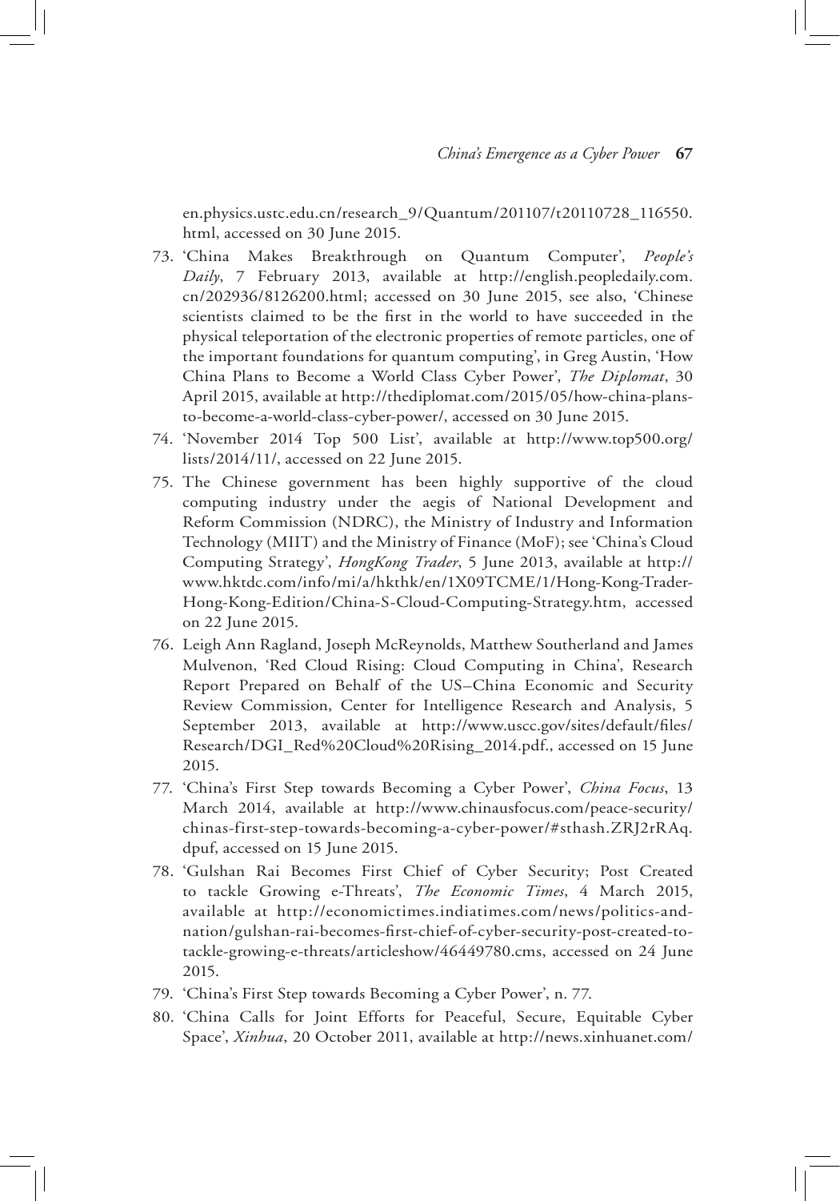en.physics.ustc.edu.cn/research_9/Quantum/201107/t20110728_116550.html, accessed on 30 June 2015.

73. 'China Makes Breakthrough on Quantum Computer', *People's Daily*, 7 February 2013, available at http://english.peopledaily.com.cn/202936/8126200.html; accessed on 30 June 2015, see also, 'Chinese scientists claimed to be the first in the world to have succeeded in the physical teleportation of the electronic properties of remote particles, one of the important foundations for quantum computing', in Greg Austin, 'How China Plans to Become a World Class Cyber Power', *The Diplomat*, 30 April 2015, available at http://thediplomat.com/2015/05/how-china-plans-to-become-a-world-class-cyber-power/, accessed on 30 June 2015.
74. 'November 2014 Top 500 List', available at http://www.top500.org/lists/2014/11/, accessed on 22 June 2015.
75. The Chinese government has been highly supportive of the cloud computing industry under the aegis of National Development and Reform Commission (NDRC), the Ministry of Industry and Information Technology (MIIT) and the Ministry of Finance (MoF); see 'China's Cloud Computing Strategy', *HongKong Trader*, 5 June 2013, available at http://www.hktdc.com/info/mi/a/hkthk/en/1X09TCME/1/Hong-Kong-Trader-Hong-Kong-Edition/China-S-Cloud-Computing-Strategy.htm, accessed on 22 June 2015.
76. Leigh Ann Ragland, Joseph McReynolds, Matthew Southerland and James Mulvenon, 'Red Cloud Rising: Cloud Computing in China', Research Report Prepared on Behalf of the US–China Economic and Security Review Commission, Center for Intelligence Research and Analysis, 5 September 2013, available at http://www.uscc.gov/sites/default/files/Research/DGI_Red%20Cloud%20Rising_2014.pdf., accessed on 15 June 2015.
77. 'China's First Step towards Becoming a Cyber Power', *China Focus*, 13 March 2014, available at http://www.chinausfocus.com/peace-security/chinas-first-step-towards-becoming-a-cyber-power/#sthash.ZRJ2rRAq.dpuf, accessed on 15 June 2015.
78. 'Gulshan Rai Becomes First Chief of Cyber Security; Post Created to tackle Growing e-Threats', *The Economic Times*, 4 March 2015, available at http://economictimes.indiatimes.com/news/politics-and-nation/gulshan-rai-becomes-first-chief-of-cyber-security-post-created-to-tackle-growing-e-threats/articleshow/46449780.cms, accessed on 24 June 2015.
79. 'China's First Step towards Becoming a Cyber Power', n. 77.
80. 'China Calls for Joint Efforts for Peaceful, Secure, Equitable Cyber Space', *Xinhua*, 20 October 2011, available at http://news.xinhuanet.com/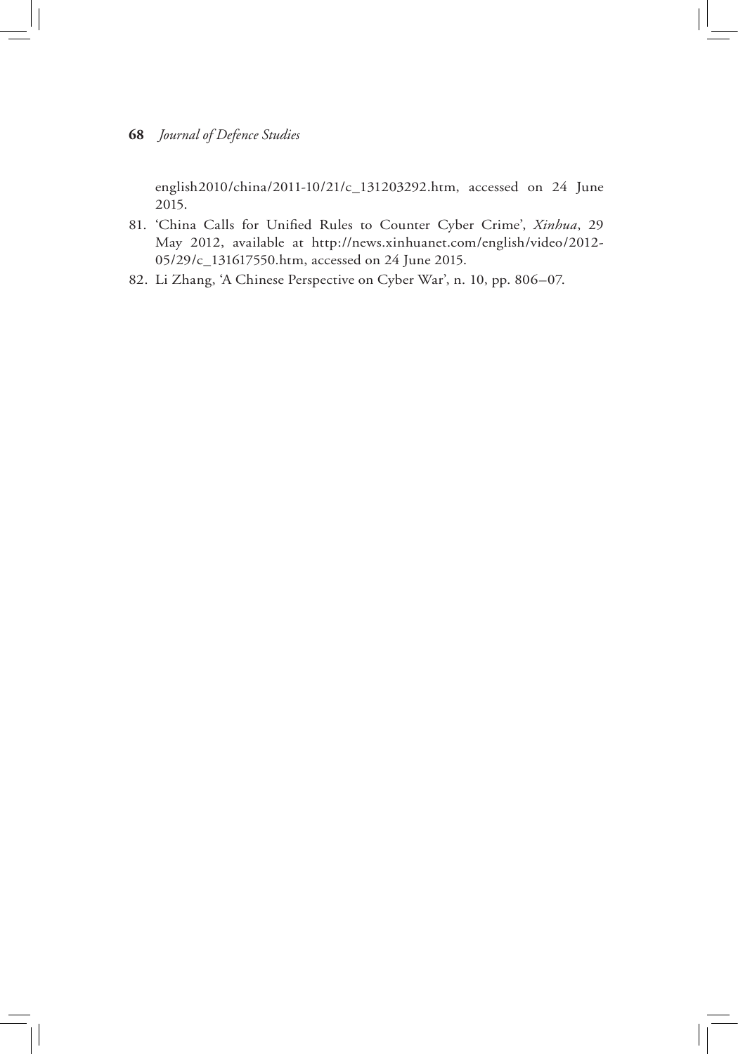english2010/china/2011-10/21/c_131203292.htm, accessed on 24 June 2015.

81. 'China Calls for Unified Rules to Counter Cyber Crime', *Xinhua*, 29 May 2012, available at http://news.xinhuanet.com/english/video/2012-05/29/c_131617550.htm, accessed on 24 June 2015.
82. Li Zhang, 'A Chinese Perspective on Cyber War', n. 10, pp. 806–07.